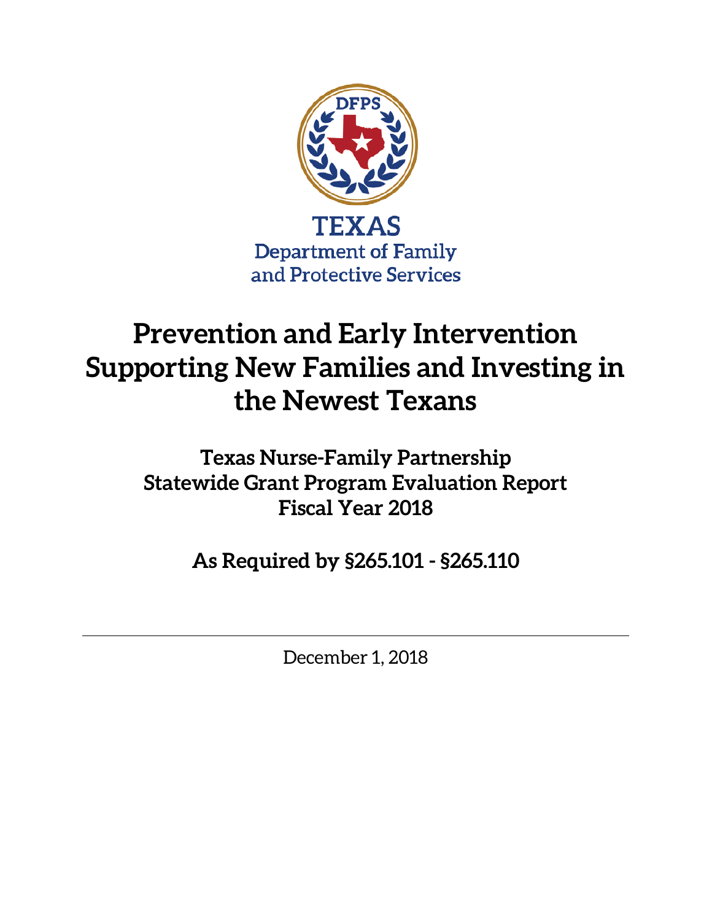TEXAS
Department of Family
and Protective Services

# Prevention and Early Intervention Supporting New Families and Investing in the Newest Texans

## Texas Nurse-Family Partnership Statewide Grant Program Evaluation Report Fiscal Year 2018

## As Required by §265.101 - §265.110

---

December 1, 2018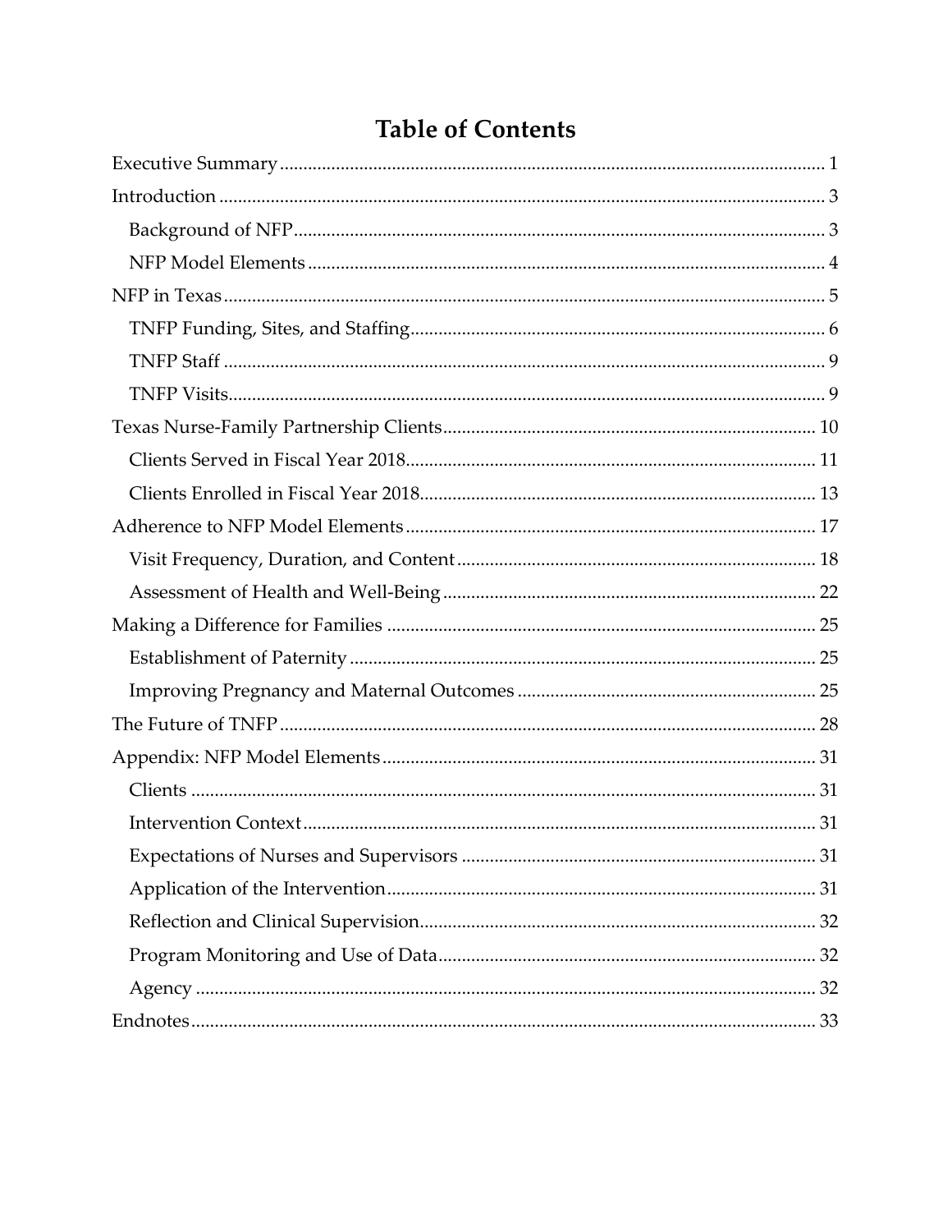# Table of Contents

Executive Summary ........................................................................................................ 1

Introduction ..................................................................................................................... 3

- Background of NFP ................................................................................................... 3
- NFP Model Elements ................................................................................................. 4

NFP in Texas .................................................................................................................... 5

- TNFP Funding, Sites, and Staffing ........................................................................... 6
- TNFP Staff .................................................................................................................. 9
- TNFP Visits ................................................................................................................. 9

Texas Nurse-Family Partnership Clients .................................................................. 10

- Clients Served in Fiscal Year 2018 .......................................................................... 11
- Clients Enrolled in Fiscal Year 2018 ....................................................................... 13

Adherence to NFP Model Elements .......................................................................... 17

- Visit Frequency, Duration, and Content ............................................................... 18
- Assessment of Health and Well-Being .................................................................. 22

Making a Difference for Families .............................................................................. 25

- Establishment of Paternity ...................................................................................... 25
- Improving Pregnancy and Maternal Outcomes ................................................... 25

The Future of TNFP ..................................................................................................... 28

Appendix: NFP Model Elements ............................................................................... 31

- Clients ........................................................................................................................ 31
- Intervention Context ................................................................................................ 31
- Expectations of Nurses and Supervisors .............................................................. 31
- Application of the Intervention .............................................................................. 31
- Reflection and Clinical Supervision ....................................................................... 32
- Program Monitoring and Use of Data ................................................................... 32
- Agency ....................................................................................................................... 32

Endnotes ........................................................................................................................ 33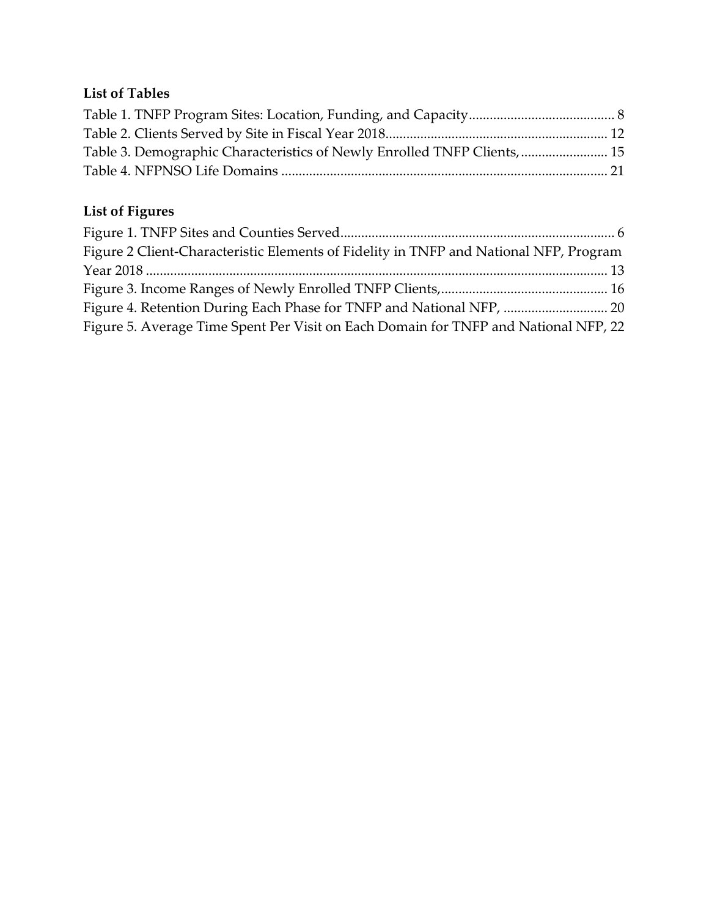### List of Tables

Table 1. TNFP Program Sites: Location, Funding, and Capacity .......................................... 8
Table 2. Clients Served by Site in Fiscal Year 2018 ............................................................... 12
Table 3. Demographic Characteristics of Newly Enrolled TNFP Clients, ........................ 15
Table 4. NFPNSO Life Domains ............................................................................................ 21

### List of Figures

Figure 1. TNFP Sites and Counties Served ............................................................................. 6
Figure 2 Client-Characteristic Elements of Fidelity in TNFP and National NFP, Program Year 2018 ................................................................................................................................. 13
Figure 3. Income Ranges of Newly Enrolled TNFP Clients, ............................................... 16
Figure 4. Retention During Each Phase for TNFP and National NFP, .............................. 20
Figure 5. Average Time Spent Per Visit on Each Domain for TNFP and National NFP, 22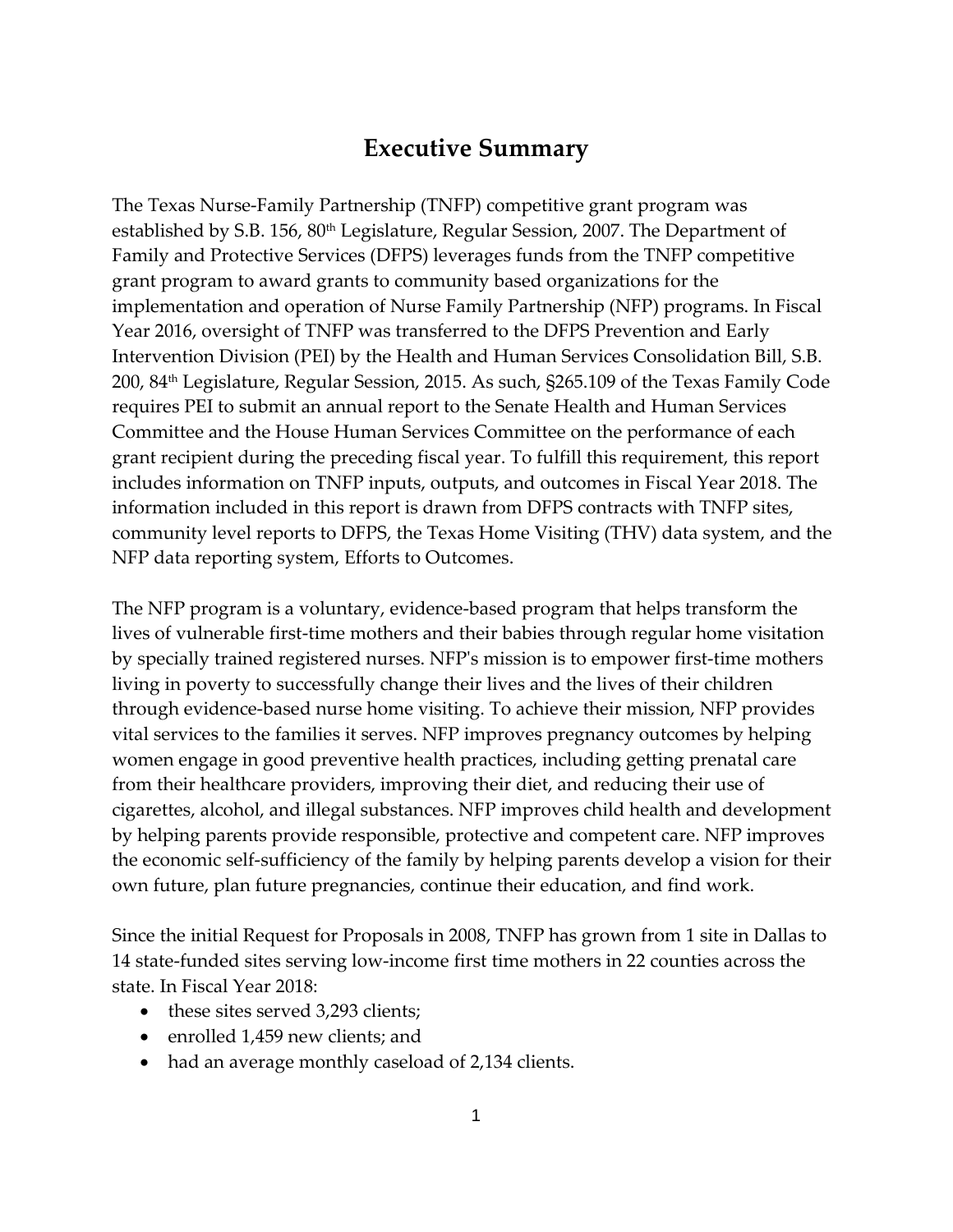# Executive Summary

The Texas Nurse-Family Partnership (TNFP) competitive grant program was established by S.B. 156, 80th Legislature, Regular Session, 2007. The Department of Family and Protective Services (DFPS) leverages funds from the TNFP competitive grant program to award grants to community based organizations for the implementation and operation of Nurse Family Partnership (NFP) programs. In Fiscal Year 2016, oversight of TNFP was transferred to the DFPS Prevention and Early Intervention Division (PEI) by the Health and Human Services Consolidation Bill, S.B. 200, 84th Legislature, Regular Session, 2015. As such, §265.109 of the Texas Family Code requires PEI to submit an annual report to the Senate Health and Human Services Committee and the House Human Services Committee on the performance of each grant recipient during the preceding fiscal year. To fulfill this requirement, this report includes information on TNFP inputs, outputs, and outcomes in Fiscal Year 2018. The information included in this report is drawn from DFPS contracts with TNFP sites, community level reports to DFPS, the Texas Home Visiting (THV) data system, and the NFP data reporting system, Efforts to Outcomes.

The NFP program is a voluntary, evidence-based program that helps transform the lives of vulnerable first-time mothers and their babies through regular home visitation by specially trained registered nurses. NFP's mission is to empower first-time mothers living in poverty to successfully change their lives and the lives of their children through evidence-based nurse home visiting. To achieve their mission, NFP provides vital services to the families it serves. NFP improves pregnancy outcomes by helping women engage in good preventive health practices, including getting prenatal care from their healthcare providers, improving their diet, and reducing their use of cigarettes, alcohol, and illegal substances. NFP improves child health and development by helping parents provide responsible, protective and competent care. NFP improves the economic self-sufficiency of the family by helping parents develop a vision for their own future, plan future pregnancies, continue their education, and find work.

Since the initial Request for Proposals in 2008, TNFP has grown from 1 site in Dallas to 14 state-funded sites serving low-income first time mothers in 22 counties across the state. In Fiscal Year 2018:

- these sites served 3,293 clients;
- enrolled 1,459 new clients; and
- had an average monthly caseload of 2,134 clients.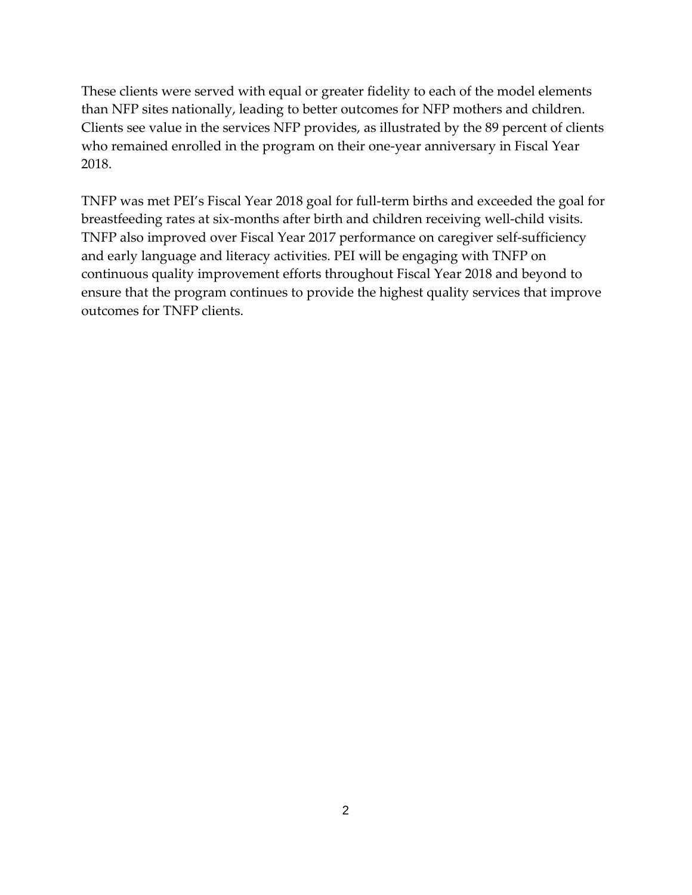These clients were served with equal or greater fidelity to each of the model elements than NFP sites nationally, leading to better outcomes for NFP mothers and children. Clients see value in the services NFP provides, as illustrated by the 89 percent of clients who remained enrolled in the program on their one-year anniversary in Fiscal Year 2018.

TNFP was met PEI's Fiscal Year 2018 goal for full-term births and exceeded the goal for breastfeeding rates at six-months after birth and children receiving well-child visits. TNFP also improved over Fiscal Year 2017 performance on caregiver self-sufficiency and early language and literacy activities. PEI will be engaging with TNFP on continuous quality improvement efforts throughout Fiscal Year 2018 and beyond to ensure that the program continues to provide the highest quality services that improve outcomes for TNFP clients.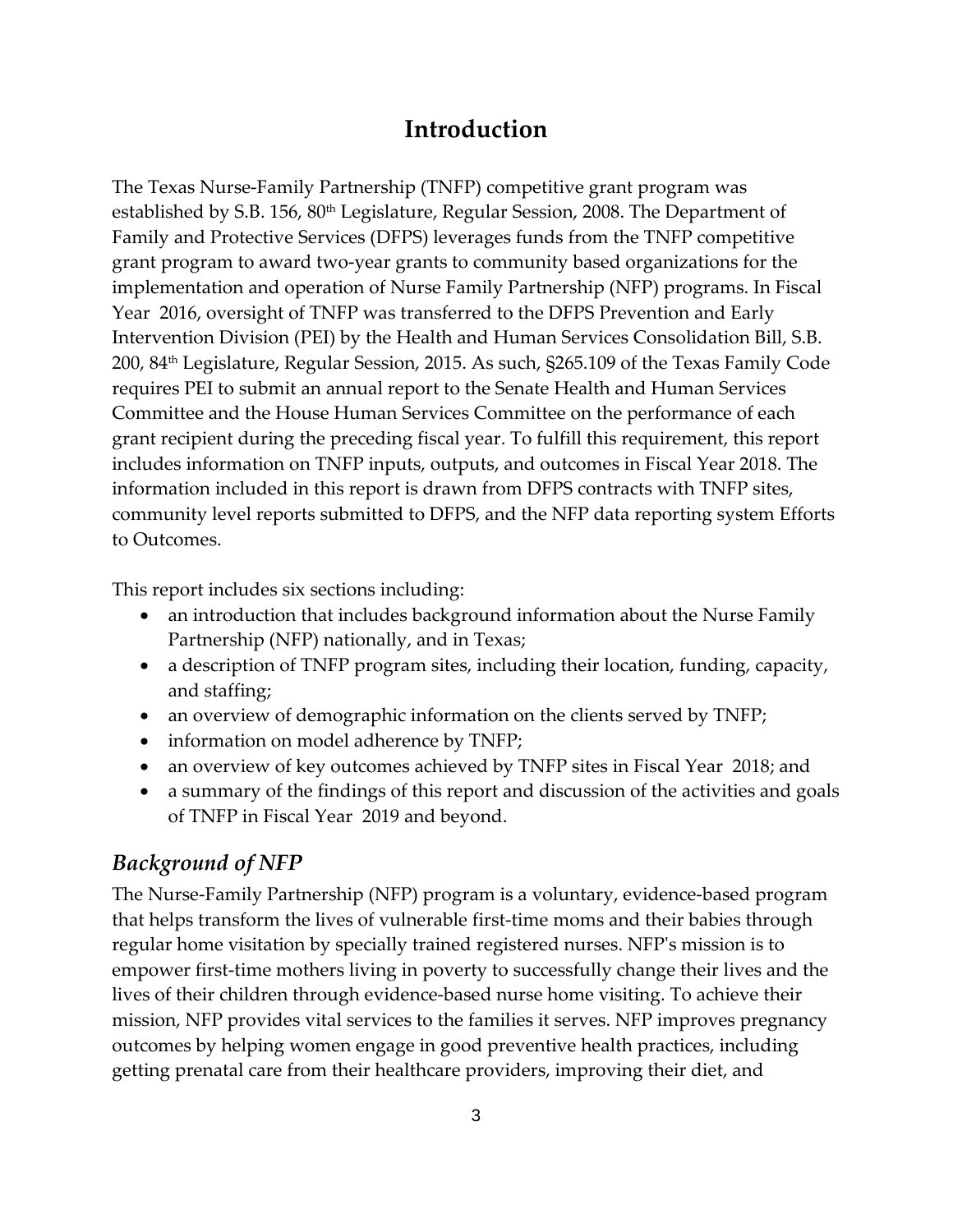# Introduction

The Texas Nurse-Family Partnership (TNFP) competitive grant program was established by S.B. 156, 80th Legislature, Regular Session, 2008. The Department of Family and Protective Services (DFPS) leverages funds from the TNFP competitive grant program to award two-year grants to community based organizations for the implementation and operation of Nurse Family Partnership (NFP) programs. In Fiscal Year 2016, oversight of TNFP was transferred to the DFPS Prevention and Early Intervention Division (PEI) by the Health and Human Services Consolidation Bill, S.B. 200, 84th Legislature, Regular Session, 2015. As such, §265.109 of the Texas Family Code requires PEI to submit an annual report to the Senate Health and Human Services Committee and the House Human Services Committee on the performance of each grant recipient during the preceding fiscal year. To fulfill this requirement, this report includes information on TNFP inputs, outputs, and outcomes in Fiscal Year 2018. The information included in this report is drawn from DFPS contracts with TNFP sites, community level reports submitted to DFPS, and the NFP data reporting system Efforts to Outcomes.

This report includes six sections including:

- an introduction that includes background information about the Nurse Family Partnership (NFP) nationally, and in Texas;
- a description of TNFP program sites, including their location, funding, capacity, and staffing;
- an overview of demographic information on the clients served by TNFP;
- information on model adherence by TNFP;
- an overview of key outcomes achieved by TNFP sites in Fiscal Year 2018; and
- a summary of the findings of this report and discussion of the activities and goals of TNFP in Fiscal Year 2019 and beyond.

## *Background of NFP*

The Nurse-Family Partnership (NFP) program is a voluntary, evidence-based program that helps transform the lives of vulnerable first-time moms and their babies through regular home visitation by specially trained registered nurses. NFP's mission is to empower first-time mothers living in poverty to successfully change their lives and the lives of their children through evidence-based nurse home visiting. To achieve their mission, NFP provides vital services to the families it serves. NFP improves pregnancy outcomes by helping women engage in good preventive health practices, including getting prenatal care from their healthcare providers, improving their diet, and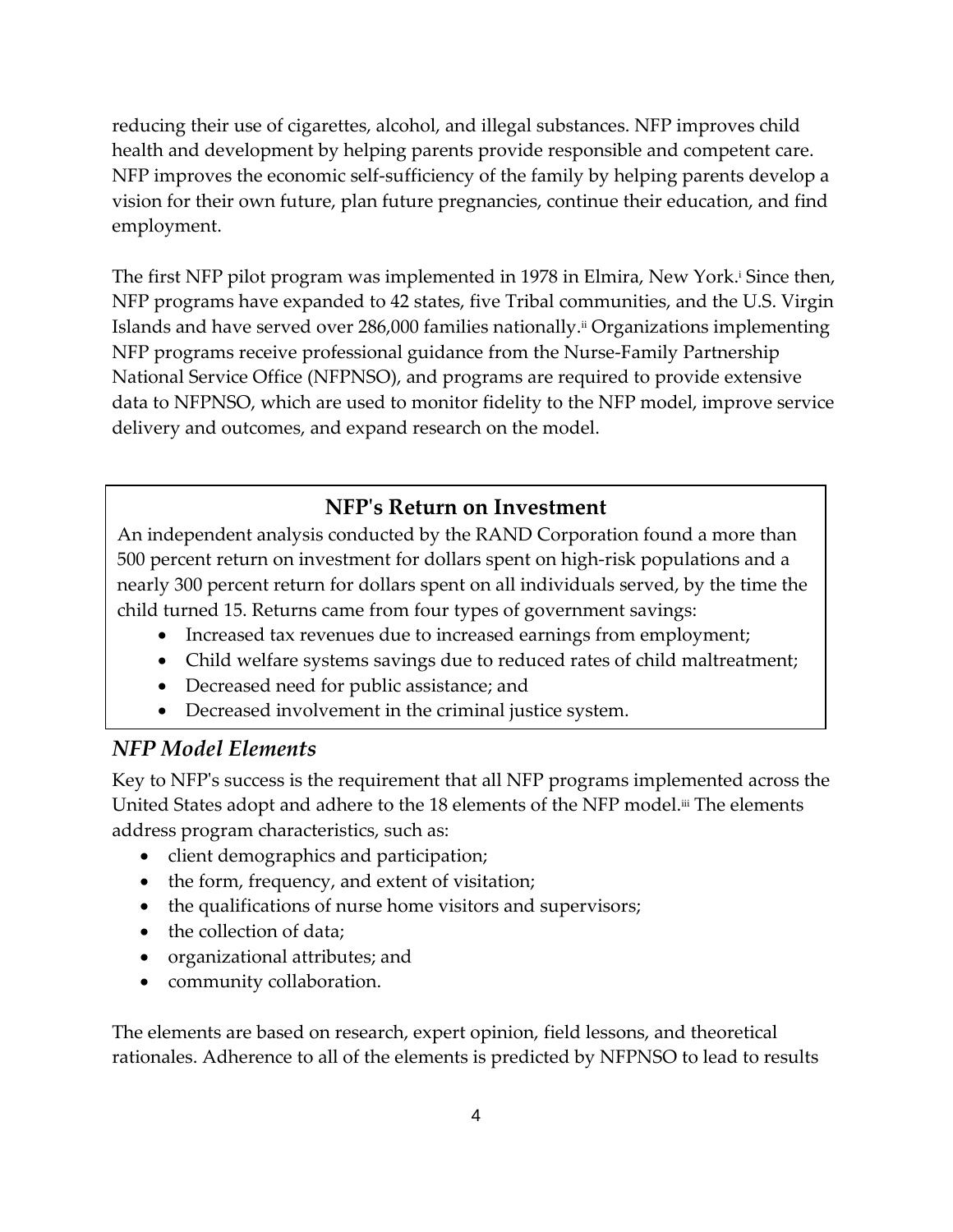reducing their use of cigarettes, alcohol, and illegal substances. NFP improves child health and development by helping parents provide responsible and competent care. NFP improves the economic self-sufficiency of the family by helping parents develop a vision for their own future, plan future pregnancies, continue their education, and find employment.

The first NFP pilot program was implemented in 1978 in Elmira, New York.[i] Since then, NFP programs have expanded to 42 states, five Tribal communities, and the U.S. Virgin Islands and have served over 286,000 families nationally.[ii] Organizations implementing NFP programs receive professional guidance from the Nurse-Family Partnership National Service Office (NFPNSO), and programs are required to provide extensive data to NFPNSO, which are used to monitor fidelity to the NFP model, improve service delivery and outcomes, and expand research on the model.

**NFP's Return on Investment**

An independent analysis conducted by the RAND Corporation found a more than 500 percent return on investment for dollars spent on high-risk populations and a nearly 300 percent return for dollars spent on all individuals served, by the time the child turned 15. Returns came from four types of government savings:

- Increased tax revenues due to increased earnings from employment;
- Child welfare systems savings due to reduced rates of child maltreatment;
- Decreased need for public assistance; and
- Decreased involvement in the criminal justice system.

### *NFP Model Elements*

Key to NFP's success is the requirement that all NFP programs implemented across the United States adopt and adhere to the 18 elements of the NFP model.[iii] The elements address program characteristics, such as:

- client demographics and participation;
- the form, frequency, and extent of visitation;
- the qualifications of nurse home visitors and supervisors;
- the collection of data;
- organizational attributes; and
- community collaboration.

The elements are based on research, expert opinion, field lessons, and theoretical rationales. Adherence to all of the elements is predicted by NFPNSO to lead to results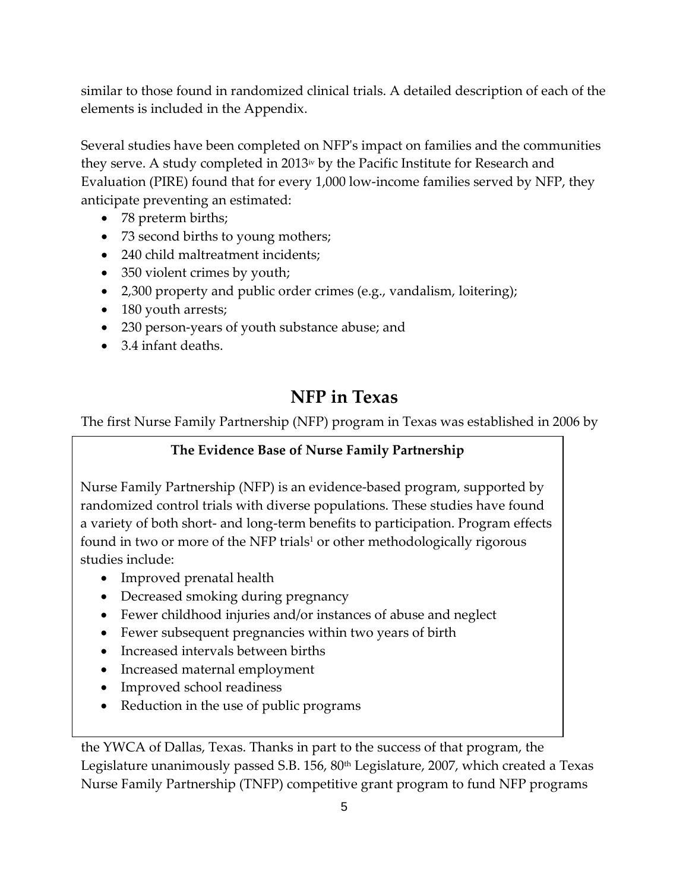similar to those found in randomized clinical trials. A detailed description of each of the elements is included in the Appendix.

Several studies have been completed on NFP's impact on families and the communities they serve. A study completed in 2013[iv] by the Pacific Institute for Research and Evaluation (PIRE) found that for every 1,000 low-income families served by NFP, they anticipate preventing an estimated:

- 78 preterm births;
- 73 second births to young mothers;
- 240 child maltreatment incidents;
- 350 violent crimes by youth;
- 2,300 property and public order crimes (e.g., vandalism, loitering);
- 180 youth arrests;
- 230 person-years of youth substance abuse; and
- 3.4 infant deaths.

## NFP in Texas

The first Nurse Family Partnership (NFP) program in Texas was established in 2006 by the YWCA of Dallas, Texas. Thanks in part to the success of that program, the Legislature unanimously passed S.B. 156, 80th Legislature, 2007, which created a Texas Nurse Family Partnership (TNFP) competitive grant program to fund NFP programs

**The Evidence Base of Nurse Family Partnership**

Nurse Family Partnership (NFP) is an evidence-based program, supported by randomized control trials with diverse populations. These studies have found a variety of both short- and long-term benefits to participation. Program effects found in two or more of the NFP trials[1] or other methodologically rigorous studies include:

- Improved prenatal health
- Decreased smoking during pregnancy
- Fewer childhood injuries and/or instances of abuse and neglect
- Fewer subsequent pregnancies within two years of birth
- Increased intervals between births
- Increased maternal employment
- Improved school readiness
- Reduction in the use of public programs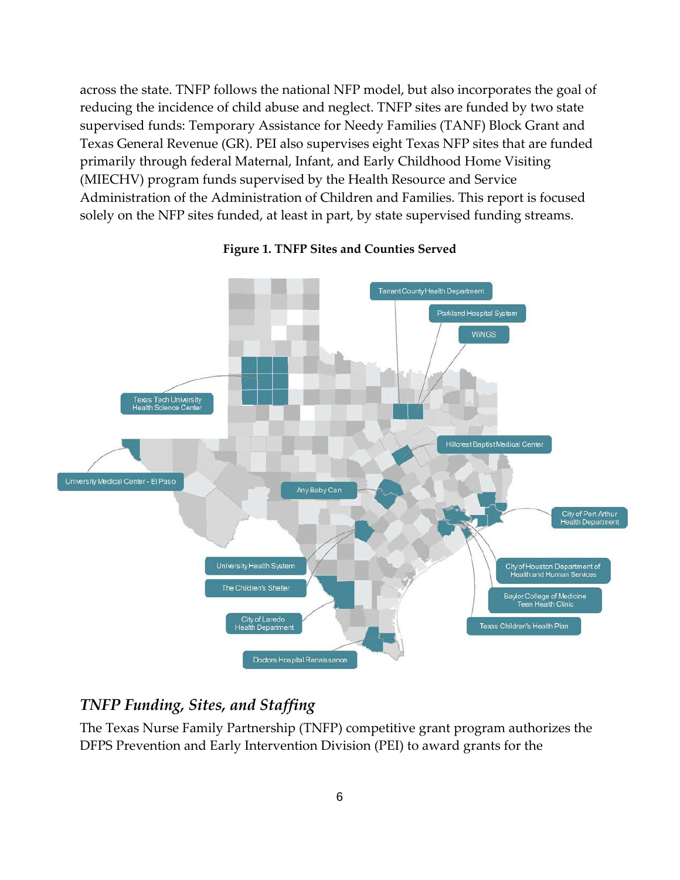across the state. TNFP follows the national NFP model, but also incorporates the goal of reducing the incidence of child abuse and neglect. TNFP sites are funded by two state supervised funds: Temporary Assistance for Needy Families (TANF) Block Grant and Texas General Revenue (GR). PEI also supervises eight Texas NFP sites that are funded primarily through federal Maternal, Infant, and Early Childhood Home Visiting (MIECHV) program funds supervised by the Health Resource and Service Administration of the Administration of Children and Families. This report is focused solely on the NFP sites funded, at least in part, by state supervised funding streams.

**Figure 1. TNFP Sites and Counties Served**

Tarrant County Health Department

Parkland Hospital System

WiNGS

Texas Tech University Health Science Center

Hillcrest Baptist Medical Center

University Medical Center - El Paso

Any Baby Can

City of Port Arthur Health Department

University Health System

The Children's Shelter

City of Houston Department of Health and Human Services

Baylor College of Medicine Teen Health Clinic

City of Laredo Health Department

Texas Children's Health Plan

Doctors Hospital Renaissance

## *TNFP Funding, Sites, and Staffing*

The Texas Nurse Family Partnership (TNFP) competitive grant program authorizes the DFPS Prevention and Early Intervention Division (PEI) to award grants for the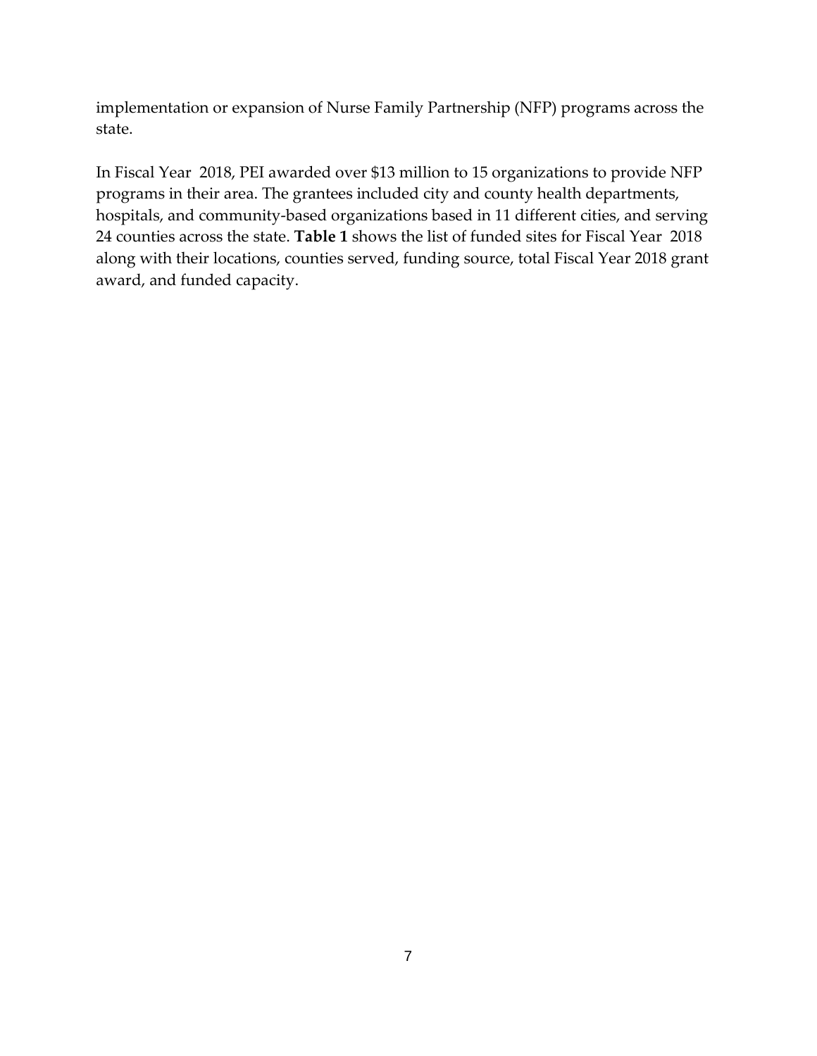implementation or expansion of Nurse Family Partnership (NFP) programs across the state.

In Fiscal Year 2018, PEI awarded over $13 million to 15 organizations to provide NFP programs in their area. The grantees included city and county health departments, hospitals, and community-based organizations based in 11 different cities, and serving 24 counties across the state. **Table 1** shows the list of funded sites for Fiscal Year 2018 along with their locations, counties served, funding source, total Fiscal Year 2018 grant award, and funded capacity.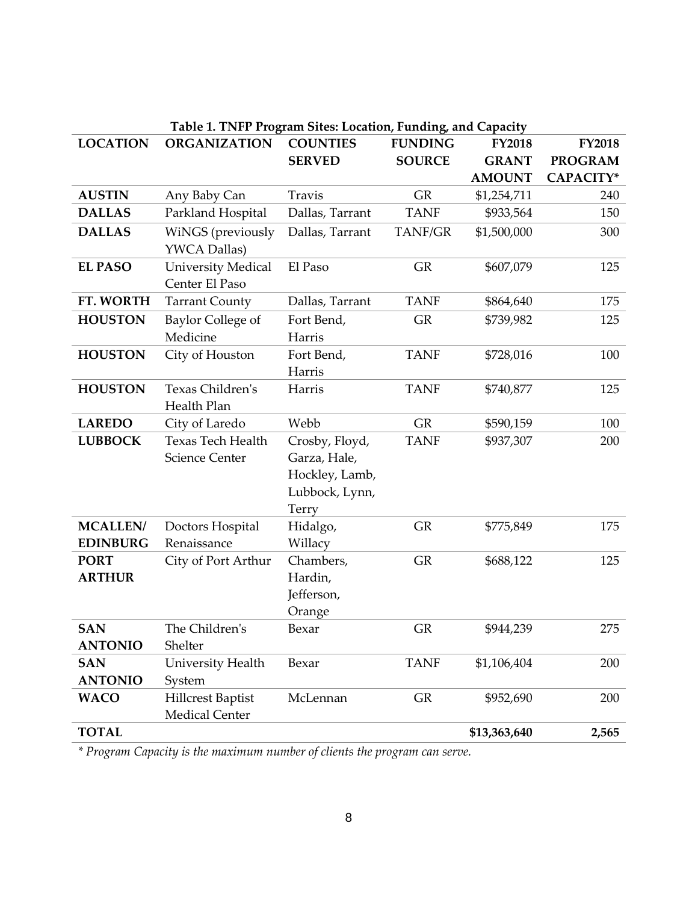**Table 1. TNFP Program Sites: Location, Funding, and Capacity**

| LOCATION | ORGANIZATION | COUNTIES SERVED | FUNDING SOURCE | FY2018 GRANT AMOUNT | FY2018 PROGRAM CAPACITY* |
|---|---|---|---|---|---|
| **AUSTIN** | Any Baby Can | Travis | GR | $1,254,711 | 240 |
| **DALLAS** | Parkland Hospital | Dallas, Tarrant | TANF | $933,564 | 150 |
| **DALLAS** | WiNGS (previously YWCA Dallas) | Dallas, Tarrant | TANF/GR | $1,500,000 | 300 |
| **EL PASO** | University Medical Center El Paso | El Paso | GR | $607,079 | 125 |
| **FT. WORTH** | Tarrant County | Dallas, Tarrant | TANF | $864,640 | 175 |
| **HOUSTON** | Baylor College of Medicine | Fort Bend, Harris | GR | $739,982 | 125 |
| **HOUSTON** | City of Houston | Fort Bend, Harris | TANF | $728,016 | 100 |
| **HOUSTON** | Texas Children's Health Plan | Harris | TANF | $740,877 | 125 |
| **LAREDO** | City of Laredo | Webb | GR | $590,159 | 100 |
| **LUBBOCK** | Texas Tech Health Science Center | Crosby, Floyd, Garza, Hale, Hockley, Lamb, Lubbock, Lynn, Terry | TANF | $937,307 | 200 |
| **MCALLEN/ EDINBURG** | Doctors Hospital Renaissance | Hidalgo, Willacy | GR | $775,849 | 175 |
| **PORT ARTHUR** | City of Port Arthur | Chambers, Hardin, Jefferson, Orange | GR | $688,122 | 125 |
| **SAN ANTONIO** | The Children's Shelter | Bexar | GR | $944,239 | 275 |
| **SAN ANTONIO** | University Health System | Bexar | TANF | $1,106,404 | 200 |
| **WACO** | Hillcrest Baptist Medical Center | McLennan | GR | $952,690 | 200 |
| **TOTAL** | | | | **$13,363,640** | **2,565** |

*\* Program Capacity is the maximum number of clients the program can serve.*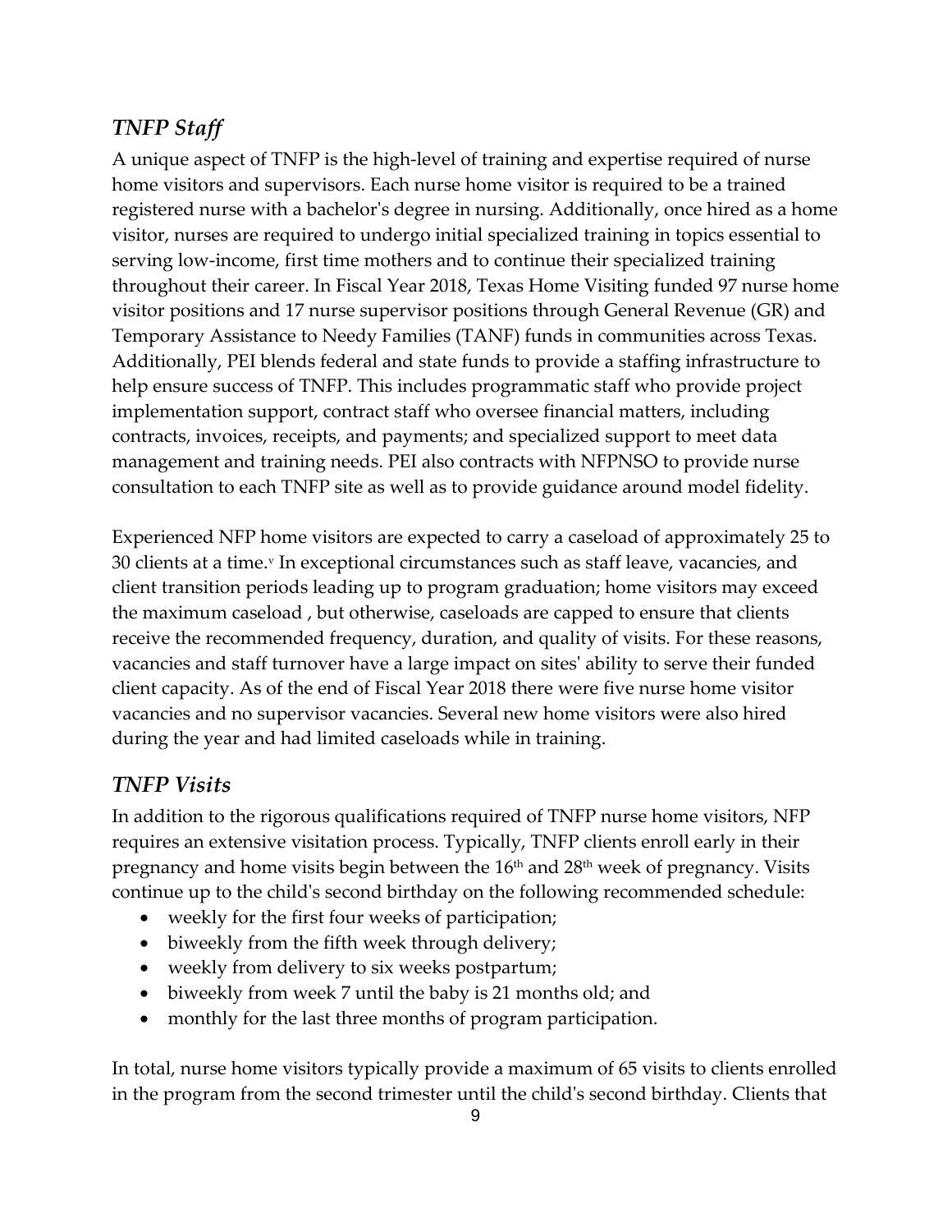## *TNFP Staff*

A unique aspect of TNFP is the high-level of training and expertise required of nurse home visitors and supervisors. Each nurse home visitor is required to be a trained registered nurse with a bachelor's degree in nursing. Additionally, once hired as a home visitor, nurses are required to undergo initial specialized training in topics essential to serving low-income, first time mothers and to continue their specialized training throughout their career. In Fiscal Year 2018, Texas Home Visiting funded 97 nurse home visitor positions and 17 nurse supervisor positions through General Revenue (GR) and Temporary Assistance to Needy Families (TANF) funds in communities across Texas. Additionally, PEI blends federal and state funds to provide a staffing infrastructure to help ensure success of TNFP. This includes programmatic staff who provide project implementation support, contract staff who oversee financial matters, including contracts, invoices, receipts, and payments; and specialized support to meet data management and training needs. PEI also contracts with NFPNSO to provide nurse consultation to each TNFP site as well as to provide guidance around model fidelity.

Experienced NFP home visitors are expected to carry a caseload of approximately 25 to 30 clients at a time.[v] In exceptional circumstances such as staff leave, vacancies, and client transition periods leading up to program graduation; home visitors may exceed the maximum caseload , but otherwise, caseloads are capped to ensure that clients receive the recommended frequency, duration, and quality of visits. For these reasons, vacancies and staff turnover have a large impact on sites' ability to serve their funded client capacity. As of the end of Fiscal Year 2018 there were five nurse home visitor vacancies and no supervisor vacancies. Several new home visitors were also hired during the year and had limited caseloads while in training.

## *TNFP Visits*

In addition to the rigorous qualifications required of TNFP nurse home visitors, NFP requires an extensive visitation process. Typically, TNFP clients enroll early in their pregnancy and home visits begin between the 16th and 28th week of pregnancy. Visits continue up to the child's second birthday on the following recommended schedule:

- weekly for the first four weeks of participation;
- biweekly from the fifth week through delivery;
- weekly from delivery to six weeks postpartum;
- biweekly from week 7 until the baby is 21 months old; and
- monthly for the last three months of program participation.

In total, nurse home visitors typically provide a maximum of 65 visits to clients enrolled in the program from the second trimester until the child's second birthday. Clients that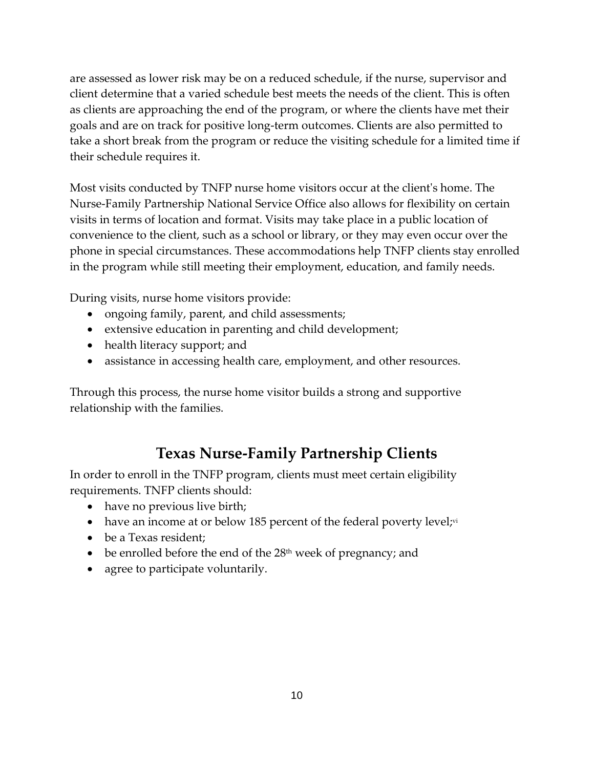are assessed as lower risk may be on a reduced schedule, if the nurse, supervisor and client determine that a varied schedule best meets the needs of the client. This is often as clients are approaching the end of the program, or where the clients have met their goals and are on track for positive long-term outcomes. Clients are also permitted to take a short break from the program or reduce the visiting schedule for a limited time if their schedule requires it.

Most visits conducted by TNFP nurse home visitors occur at the client's home. The Nurse-Family Partnership National Service Office also allows for flexibility on certain visits in terms of location and format. Visits may take place in a public location of convenience to the client, such as a school or library, or they may even occur over the phone in special circumstances. These accommodations help TNFP clients stay enrolled in the program while still meeting their employment, education, and family needs.

During visits, nurse home visitors provide:

- ongoing family, parent, and child assessments;
- extensive education in parenting and child development;
- health literacy support; and
- assistance in accessing health care, employment, and other resources.

Through this process, the nurse home visitor builds a strong and supportive relationship with the families.

## Texas Nurse-Family Partnership Clients

In order to enroll in the TNFP program, clients must meet certain eligibility requirements. TNFP clients should:

- have no previous live birth;
- have an income at or below 185 percent of the federal poverty level;[vi]
- be a Texas resident;
- be enrolled before the end of the 28th week of pregnancy; and
- agree to participate voluntarily.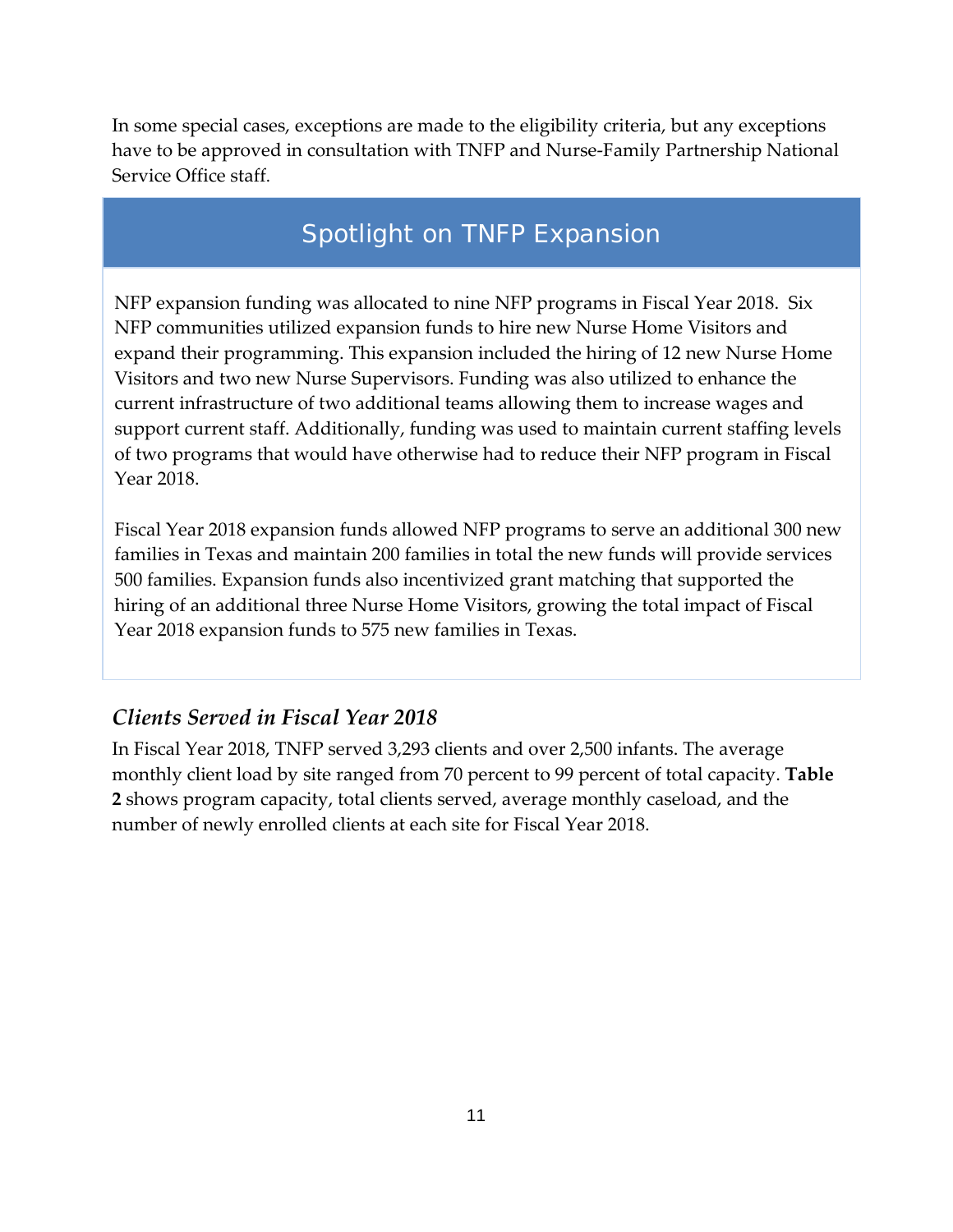In some special cases, exceptions are made to the eligibility criteria, but any exceptions have to be approved in consultation with TNFP and Nurse-Family Partnership National Service Office staff.

## Spotlight on TNFP Expansion

NFP expansion funding was allocated to nine NFP programs in Fiscal Year 2018. Six NFP communities utilized expansion funds to hire new Nurse Home Visitors and expand their programming. This expansion included the hiring of 12 new Nurse Home Visitors and two new Nurse Supervisors. Funding was also utilized to enhance the current infrastructure of two additional teams allowing them to increase wages and support current staff. Additionally, funding was used to maintain current staffing levels of two programs that would have otherwise had to reduce their NFP program in Fiscal Year 2018.

Fiscal Year 2018 expansion funds allowed NFP programs to serve an additional 300 new families in Texas and maintain 200 families in total the new funds will provide services 500 families. Expansion funds also incentivized grant matching that supported the hiring of an additional three Nurse Home Visitors, growing the total impact of Fiscal Year 2018 expansion funds to 575 new families in Texas.

### *Clients Served in Fiscal Year 2018*

In Fiscal Year 2018, TNFP served 3,293 clients and over 2,500 infants. The average monthly client load by site ranged from 70 percent to 99 percent of total capacity. **Table 2** shows program capacity, total clients served, average monthly caseload, and the number of newly enrolled clients at each site for Fiscal Year 2018.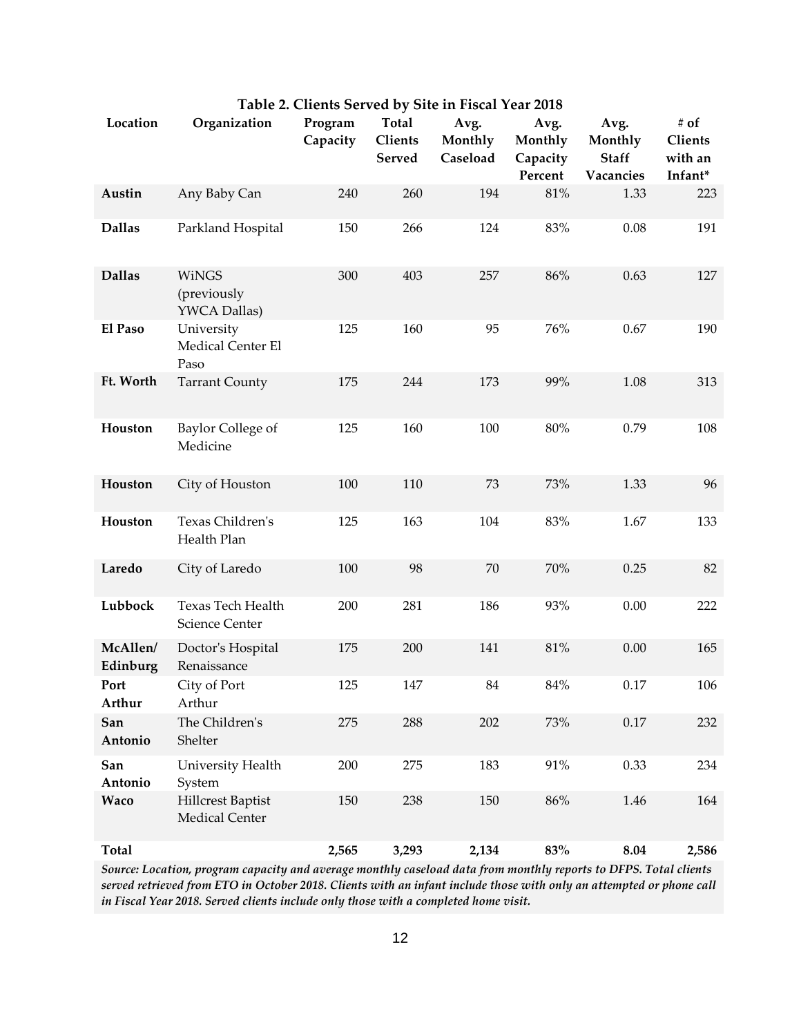**Table 2. Clients Served by Site in Fiscal Year 2018**

| Location | Organization | Program Capacity | Total Clients Served | Avg. Monthly Caseload | Avg. Monthly Capacity Percent | Avg. Monthly Staff Vacancies | # of Clients with an Infant* |
|---|---|---|---|---|---|---|---|
| **Austin** | Any Baby Can | 240 | 260 | 194 | 81% | 1.33 | 223 |
| **Dallas** | Parkland Hospital | 150 | 266 | 124 | 83% | 0.08 | 191 |
| **Dallas** | WiNGS (previously YWCA Dallas) | 300 | 403 | 257 | 86% | 0.63 | 127 |
| **El Paso** | University Medical Center El Paso | 125 | 160 | 95 | 76% | 0.67 | 190 |
| **Ft. Worth** | Tarrant County | 175 | 244 | 173 | 99% | 1.08 | 313 |
| **Houston** | Baylor College of Medicine | 125 | 160 | 100 | 80% | 0.79 | 108 |
| **Houston** | City of Houston | 100 | 110 | 73 | 73% | 1.33 | 96 |
| **Houston** | Texas Children's Health Plan | 125 | 163 | 104 | 83% | 1.67 | 133 |
| **Laredo** | City of Laredo | 100 | 98 | 70 | 70% | 0.25 | 82 |
| **Lubbock** | Texas Tech Health Science Center | 200 | 281 | 186 | 93% | 0.00 | 222 |
| **McAllen/ Edinburg** | Doctor's Hospital Renaissance | 175 | 200 | 141 | 81% | 0.00 | 165 |
| **Port Arthur** | City of Port Arthur | 125 | 147 | 84 | 84% | 0.17 | 106 |
| **San Antonio** | The Children's Shelter | 275 | 288 | 202 | 73% | 0.17 | 232 |
| **San Antonio** | University Health System | 200 | 275 | 183 | 91% | 0.33 | 234 |
| **Waco** | Hillcrest Baptist Medical Center | 150 | 238 | 150 | 86% | 1.46 | 164 |
| **Total** | | **2,565** | **3,293** | **2,134** | **83%** | **8.04** | **2,586** |

*Source: Location, program capacity and average monthly caseload data from monthly reports to DFPS. Total clients served retrieved from ETO in October 2018. Clients with an infant include those with only an attempted or phone call in Fiscal Year 2018. Served clients include only those with a completed home visit.*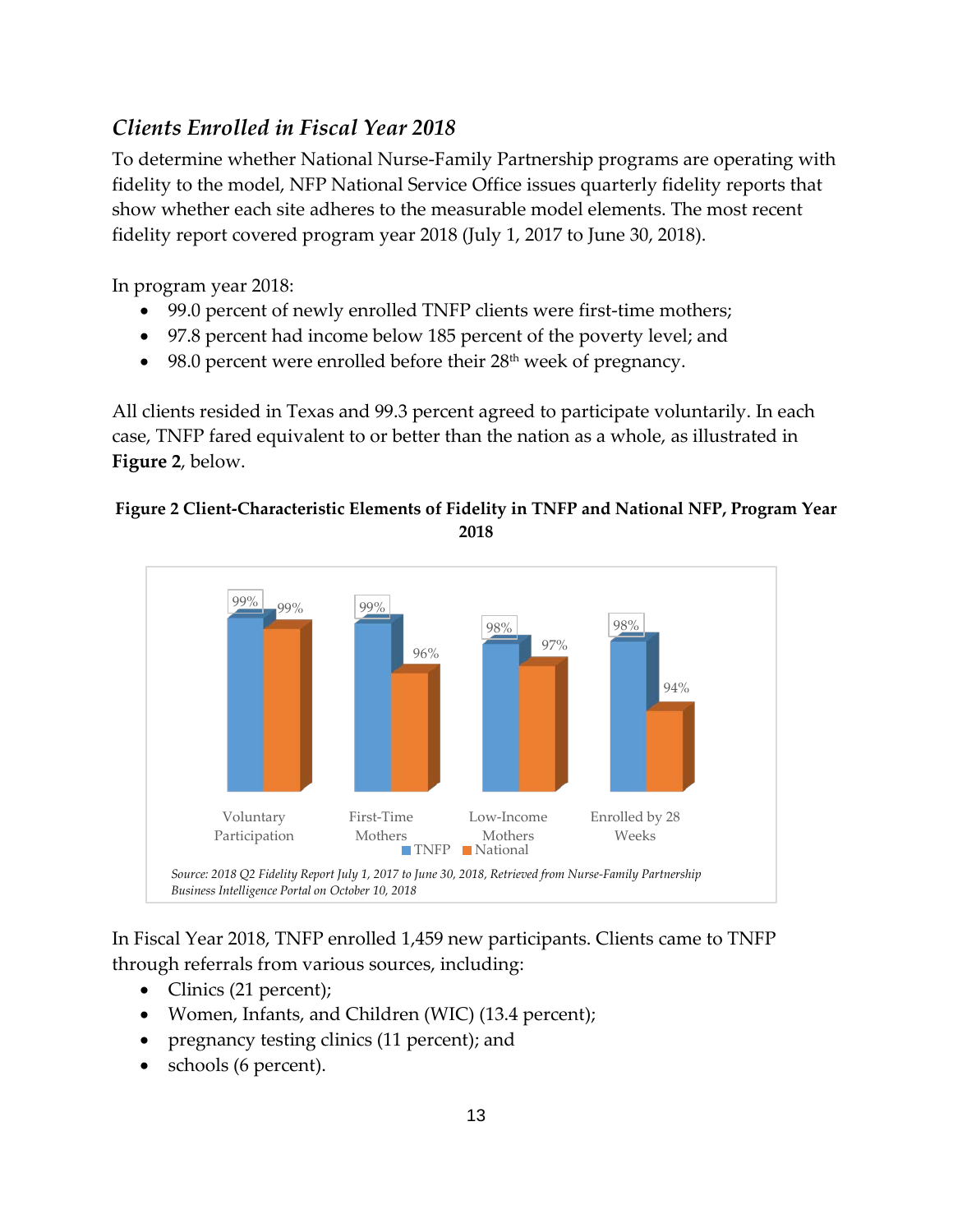## *Clients Enrolled in Fiscal Year 2018*

To determine whether National Nurse-Family Partnership programs are operating with fidelity to the model, NFP National Service Office issues quarterly fidelity reports that show whether each site adheres to the measurable model elements. The most recent fidelity report covered program year 2018 (July 1, 2017 to June 30, 2018).

In program year 2018:

- 99.0 percent of newly enrolled TNFP clients were first-time mothers;
- 97.8 percent had income below 185 percent of the poverty level; and
- 98.0 percent were enrolled before their 28th week of pregnancy.

All clients resided in Texas and 99.3 percent agreed to participate voluntarily. In each case, TNFP fared equivalent to or better than the nation as a whole, as illustrated in **Figure 2**, below.

**Figure 2 Client-Characteristic Elements of Fidelity in TNFP and National NFP, Program Year 2018**

| | Voluntary Participation | First-Time Mothers | Low-Income Mothers | Enrolled by 28 Weeks |
|---|---|---|---|---|
| TNFP | 99% | 99% | 98% | 98% |
| National | 99% | 96% | 97% | 94% |

*Source: 2018 Q2 Fidelity Report July 1, 2017 to June 30, 2018, Retrieved from Nurse-Family Partnership Business Intelligence Portal on October 10, 2018*

In Fiscal Year 2018, TNFP enrolled 1,459 new participants. Clients came to TNFP through referrals from various sources, including:

- Clinics (21 percent);
- Women, Infants, and Children (WIC) (13.4 percent);
- pregnancy testing clinics (11 percent); and
- schools (6 percent).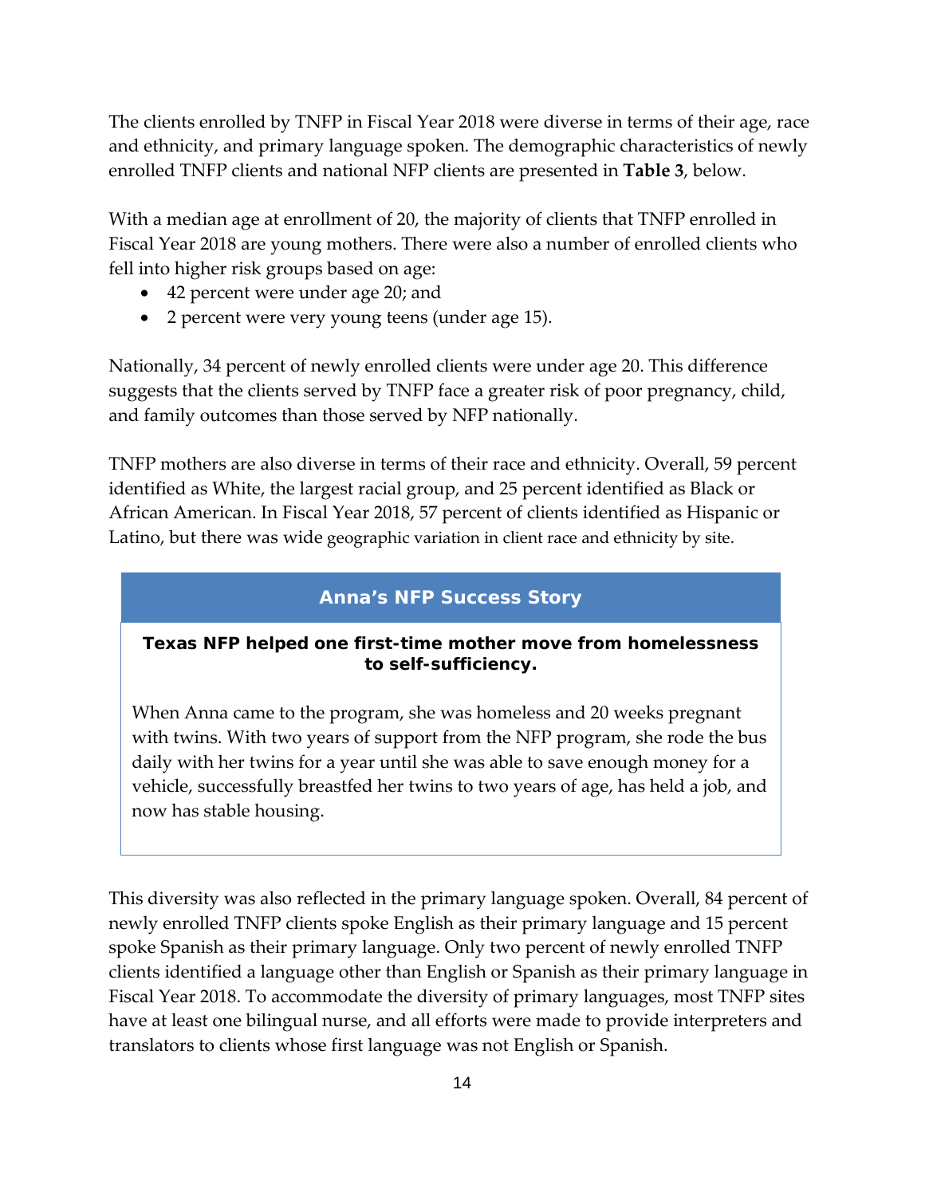The clients enrolled by TNFP in Fiscal Year 2018 were diverse in terms of their age, race and ethnicity, and primary language spoken. The demographic characteristics of newly enrolled TNFP clients and national NFP clients are presented in **Table 3**, below.

With a median age at enrollment of 20, the majority of clients that TNFP enrolled in Fiscal Year 2018 are young mothers. There were also a number of enrolled clients who fell into higher risk groups based on age:

- 42 percent were under age 20; and
- 2 percent were very young teens (under age 15).

Nationally, 34 percent of newly enrolled clients were under age 20. This difference suggests that the clients served by TNFP face a greater risk of poor pregnancy, child, and family outcomes than those served by NFP nationally.

TNFP mothers are also diverse in terms of their race and ethnicity. Overall, 59 percent identified as White, the largest racial group, and 25 percent identified as Black or African American. In Fiscal Year 2018, 57 percent of clients identified as Hispanic or Latino, but there was wide geographic variation in client race and ethnicity by site.

## Anna's NFP Success Story

**Texas NFP helped one first-time mother move from homelessness to self-sufficiency.**

When Anna came to the program, she was homeless and 20 weeks pregnant with twins. With two years of support from the NFP program, she rode the bus daily with her twins for a year until she was able to save enough money for a vehicle, successfully breastfed her twins to two years of age, has held a job, and now has stable housing.

This diversity was also reflected in the primary language spoken. Overall, 84 percent of newly enrolled TNFP clients spoke English as their primary language and 15 percent spoke Spanish as their primary language. Only two percent of newly enrolled TNFP clients identified a language other than English or Spanish as their primary language in Fiscal Year 2018. To accommodate the diversity of primary languages, most TNFP sites have at least one bilingual nurse, and all efforts were made to provide interpreters and translators to clients whose first language was not English or Spanish.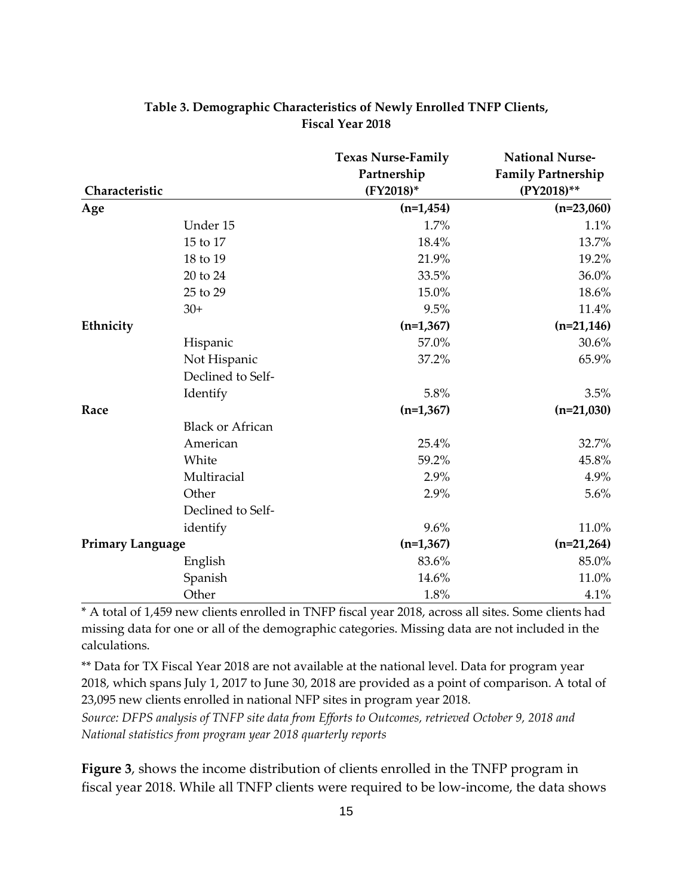**Table 3. Demographic Characteristics of Newly Enrolled TNFP Clients, Fiscal Year 2018**

| Characteristic | | Texas Nurse-Family Partnership (FY2018)* | National Nurse-Family Partnership (PY2018)** |
|---|---|---|---|
| **Age** | | **(n=1,454)** | **(n=23,060)** |
| | Under 15 | 1.7% | 1.1% |
| | 15 to 17 | 18.4% | 13.7% |
| | 18 to 19 | 21.9% | 19.2% |
| | 20 to 24 | 33.5% | 36.0% |
| | 25 to 29 | 15.0% | 18.6% |
| | 30+ | 9.5% | 11.4% |
| **Ethnicity** | | **(n=1,367)** | **(n=21,146)** |
| | Hispanic | 57.0% | 30.6% |
| | Not Hispanic | 37.2% | 65.9% |
| | Declined to Self-Identify | 5.8% | 3.5% |
| **Race** | | **(n=1,367)** | **(n=21,030)** |
| | Black or African American | 25.4% | 32.7% |
| | White | 59.2% | 45.8% |
| | Multiracial | 2.9% | 4.9% |
| | Other | 2.9% | 5.6% |
| | Declined to Self-identify | 9.6% | 11.0% |
| **Primary Language** | | **(n=1,367)** | **(n=21,264)** |
| | English | 83.6% | 85.0% |
| | Spanish | 14.6% | 11.0% |
| | Other | 1.8% | 4.1% |

* A total of 1,459 new clients enrolled in TNFP fiscal year 2018, across all sites. Some clients had missing data for one or all of the demographic categories. Missing data are not included in the calculations.

** Data for TX Fiscal Year 2018 are not available at the national level. Data for program year 2018, which spans July 1, 2017 to June 30, 2018 are provided as a point of comparison. A total of 23,095 new clients enrolled in national NFP sites in program year 2018.

*Source: DFPS analysis of TNFP site data from Efforts to Outcomes, retrieved October 9, 2018 and National statistics from program year 2018 quarterly reports*

**Figure 3**, shows the income distribution of clients enrolled in the TNFP program in fiscal year 2018. While all TNFP clients were required to be low-income, the data shows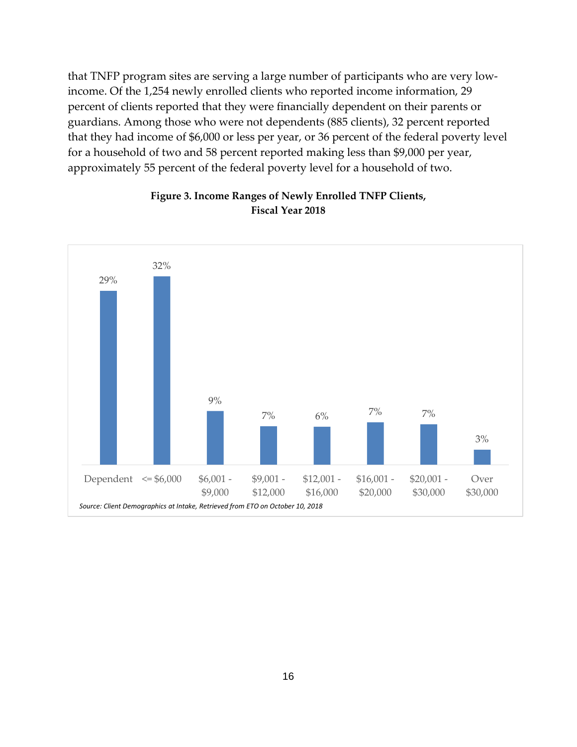that TNFP program sites are serving a large number of participants who are very low-income. Of the 1,254 newly enrolled clients who reported income information, 29 percent of clients reported that they were financially dependent on their parents or guardians. Among those who were not dependents (885 clients), 32 percent reported that they had income of $6,000 or less per year, or 36 percent of the federal poverty level for a household of two and 58 percent reported making less than $9,000 per year, approximately 55 percent of the federal poverty level for a household of two.

**Figure 3. Income Ranges of Newly Enrolled TNFP Clients, Fiscal Year 2018**

| Income Range | Percent |
|---|---|
| Dependent | 29% |
| <= $6,000 | 32% |
| $6,001 - $9,000 | 9% |
| $9,001 - $12,000 | 7% |
| $12,001 - $16,000 | 6% |
| $16,001 - $20,000 | 7% |
| $20,001 - $30,000 | 7% |
| Over $30,000 | 3% |

*Source: Client Demographics at Intake, Retrieved from ETO on October 10, 2018*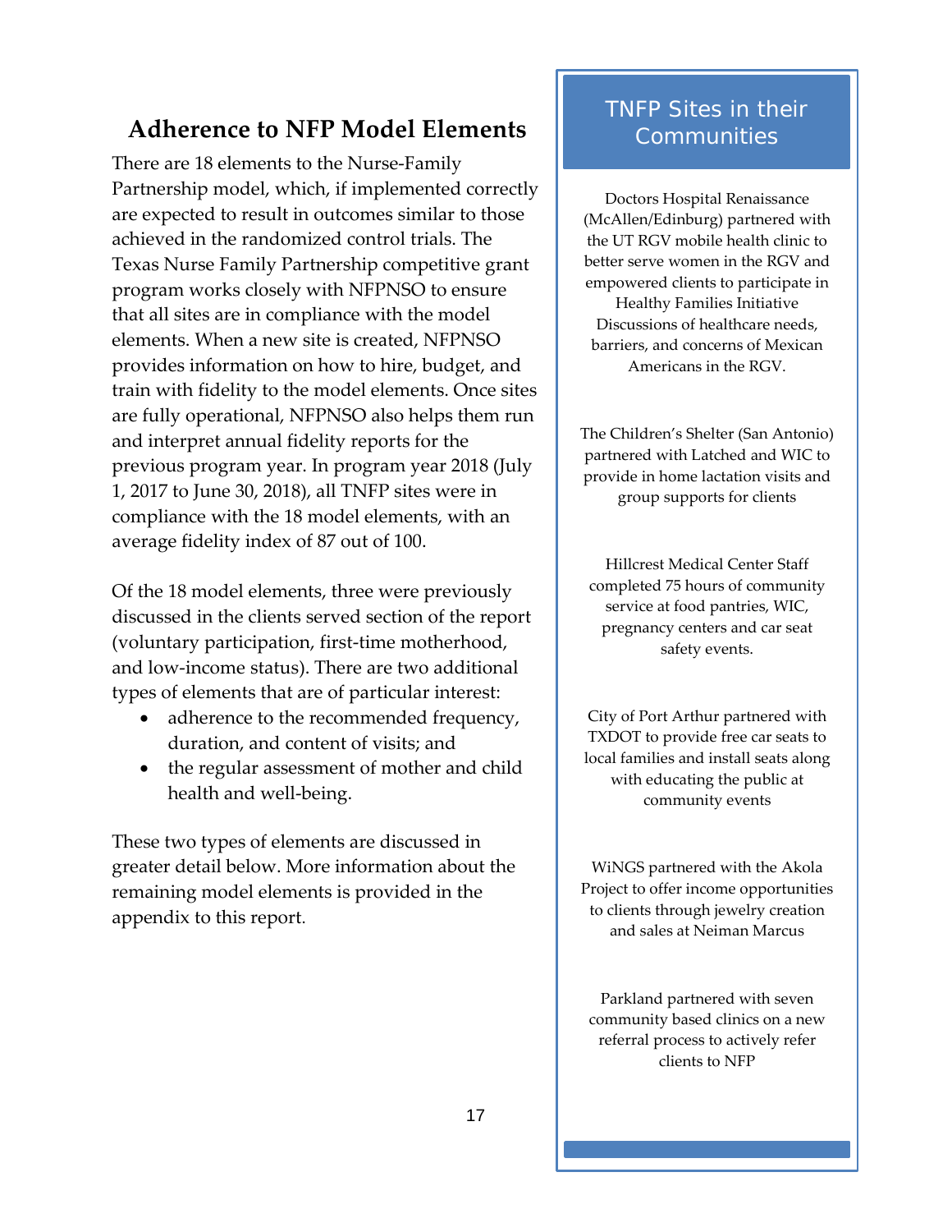## Adherence to NFP Model Elements

There are 18 elements to the Nurse-Family Partnership model, which, if implemented correctly are expected to result in outcomes similar to those achieved in the randomized control trials. The Texas Nurse Family Partnership competitive grant program works closely with NFPNSO to ensure that all sites are in compliance with the model elements. When a new site is created, NFPNSO provides information on how to hire, budget, and train with fidelity to the model elements. Once sites are fully operational, NFPNSO also helps them run and interpret annual fidelity reports for the previous program year. In program year 2018 (July 1, 2017 to June 30, 2018), all TNFP sites were in compliance with the 18 model elements, with an average fidelity index of 87 out of 100.

Of the 18 model elements, three were previously discussed in the clients served section of the report (voluntary participation, first-time motherhood, and low-income status). There are two additional types of elements that are of particular interest:

- adherence to the recommended frequency, duration, and content of visits; and
- the regular assessment of mother and child health and well-being.

These two types of elements are discussed in greater detail below. More information about the remaining model elements is provided in the appendix to this report.

### TNFP Sites in their Communities

Doctors Hospital Renaissance (McAllen/Edinburg) partnered with the UT RGV mobile health clinic to better serve women in the RGV and empowered clients to participate in Healthy Families Initiative Discussions of healthcare needs, barriers, and concerns of Mexican Americans in the RGV.

The Children's Shelter (San Antonio) partnered with Latched and WIC to provide in home lactation visits and group supports for clients

Hillcrest Medical Center Staff completed 75 hours of community service at food pantries, WIC, pregnancy centers and car seat safety events.

City of Port Arthur partnered with TXDOT to provide free car seats to local families and install seats along with educating the public at community events

WiNGS partnered with the Akola Project to offer income opportunities to clients through jewelry creation and sales at Neiman Marcus

Parkland partnered with seven community based clinics on a new referral process to actively refer clients to NFP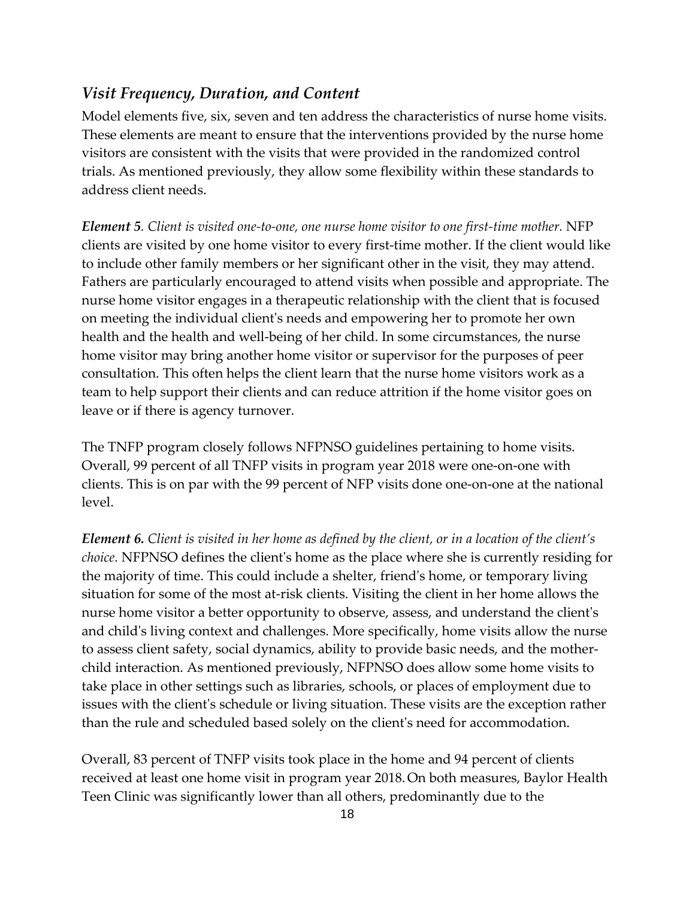## *Visit Frequency, Duration, and Content*

Model elements five, six, seven and ten address the characteristics of nurse home visits. These elements are meant to ensure that the interventions provided by the nurse home visitors are consistent with the visits that were provided in the randomized control trials. As mentioned previously, they allow some flexibility within these standards to address client needs.

***Element 5****. Client is visited one-to-one, one nurse home visitor to one first-time mother.* NFP clients are visited by one home visitor to every first-time mother. If the client would like to include other family members or her significant other in the visit, they may attend. Fathers are particularly encouraged to attend visits when possible and appropriate. The nurse home visitor engages in a therapeutic relationship with the client that is focused on meeting the individual client's needs and empowering her to promote her own health and the health and well-being of her child. In some circumstances, the nurse home visitor may bring another home visitor or supervisor for the purposes of peer consultation. This often helps the client learn that the nurse home visitors work as a team to help support their clients and can reduce attrition if the home visitor goes on leave or if there is agency turnover.

The TNFP program closely follows NFPNSO guidelines pertaining to home visits. Overall, 99 percent of all TNFP visits in program year 2018 were one-on-one with clients. This is on par with the 99 percent of NFP visits done one-on-one at the national level.

***Element 6.*** *Client is visited in her home as defined by the client, or in a location of the client's choice.* NFPNSO defines the client's home as the place where she is currently residing for the majority of time. This could include a shelter, friend's home, or temporary living situation for some of the most at-risk clients. Visiting the client in her home allows the nurse home visitor a better opportunity to observe, assess, and understand the client's and child's living context and challenges. More specifically, home visits allow the nurse to assess client safety, social dynamics, ability to provide basic needs, and the mother-child interaction. As mentioned previously, NFPNSO does allow some home visits to take place in other settings such as libraries, schools, or places of employment due to issues with the client's schedule or living situation. These visits are the exception rather than the rule and scheduled based solely on the client's need for accommodation.

Overall, 83 percent of TNFP visits took place in the home and 94 percent of clients received at least one home visit in program year 2018. On both measures, Baylor Health Teen Clinic was significantly lower than all others, predominantly due to the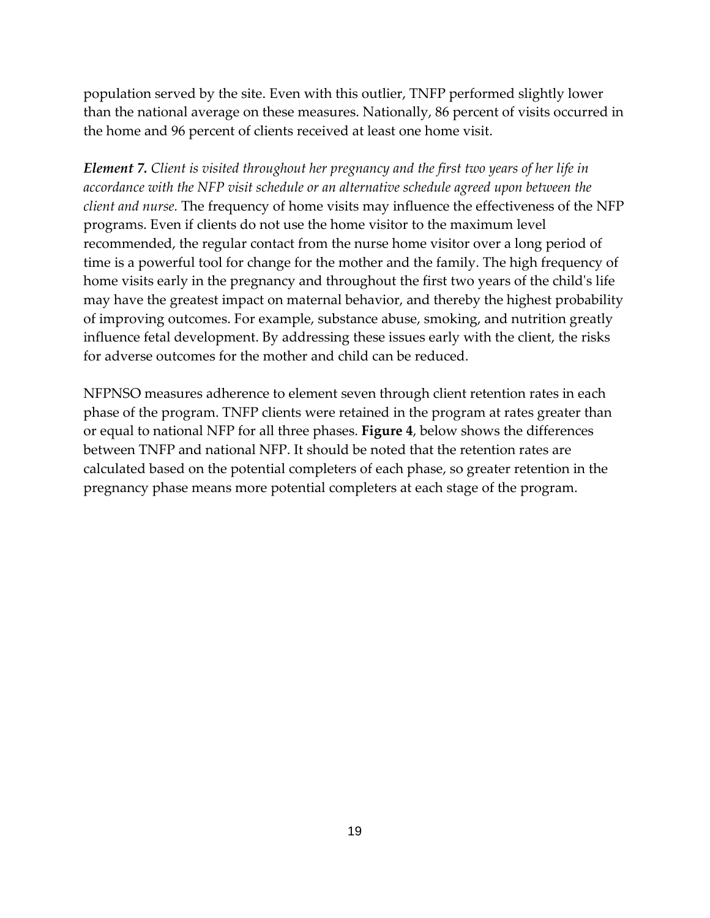population served by the site. Even with this outlier, TNFP performed slightly lower than the national average on these measures. Nationally, 86 percent of visits occurred in the home and 96 percent of clients received at least one home visit.

***Element 7.*** *Client is visited throughout her pregnancy and the first two years of her life in accordance with the NFP visit schedule or an alternative schedule agreed upon between the client and nurse.* The frequency of home visits may influence the effectiveness of the NFP programs. Even if clients do not use the home visitor to the maximum level recommended, the regular contact from the nurse home visitor over a long period of time is a powerful tool for change for the mother and the family. The high frequency of home visits early in the pregnancy and throughout the first two years of the child's life may have the greatest impact on maternal behavior, and thereby the highest probability of improving outcomes. For example, substance abuse, smoking, and nutrition greatly influence fetal development. By addressing these issues early with the client, the risks for adverse outcomes for the mother and child can be reduced.

NFPNSO measures adherence to element seven through client retention rates in each phase of the program. TNFP clients were retained in the program at rates greater than or equal to national NFP for all three phases. **Figure 4**, below shows the differences between TNFP and national NFP. It should be noted that the retention rates are calculated based on the potential completers of each phase, so greater retention in the pregnancy phase means more potential completers at each stage of the program.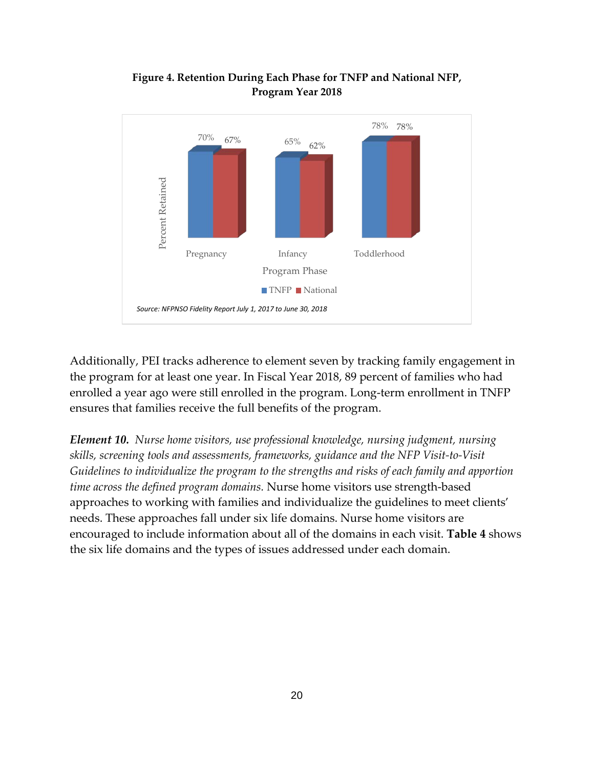**Figure 4. Retention During Each Phase for TNFP and National NFP, Program Year 2018**

| Program Phase | TNFP | National |
|---|---|---|
| Pregnancy | 70% | 67% |
| Infancy | 65% | 62% |
| Toddlerhood | 78% | 78% |

*Source: NFPNSO Fidelity Report July 1, 2017 to June 30, 2018*

Additionally, PEI tracks adherence to element seven by tracking family engagement in the program for at least one year. In Fiscal Year 2018, 89 percent of families who had enrolled a year ago were still enrolled in the program. Long-term enrollment in TNFP ensures that families receive the full benefits of the program.

***Element 10.*** *Nurse home visitors, use professional knowledge, nursing judgment, nursing skills, screening tools and assessments, frameworks, guidance and the NFP Visit-to-Visit Guidelines to individualize the program to the strengths and risks of each family and apportion time across the defined program domains.* Nurse home visitors use strength-based approaches to working with families and individualize the guidelines to meet clients' needs. These approaches fall under six life domains. Nurse home visitors are encouraged to include information about all of the domains in each visit. **Table 4** shows the six life domains and the types of issues addressed under each domain.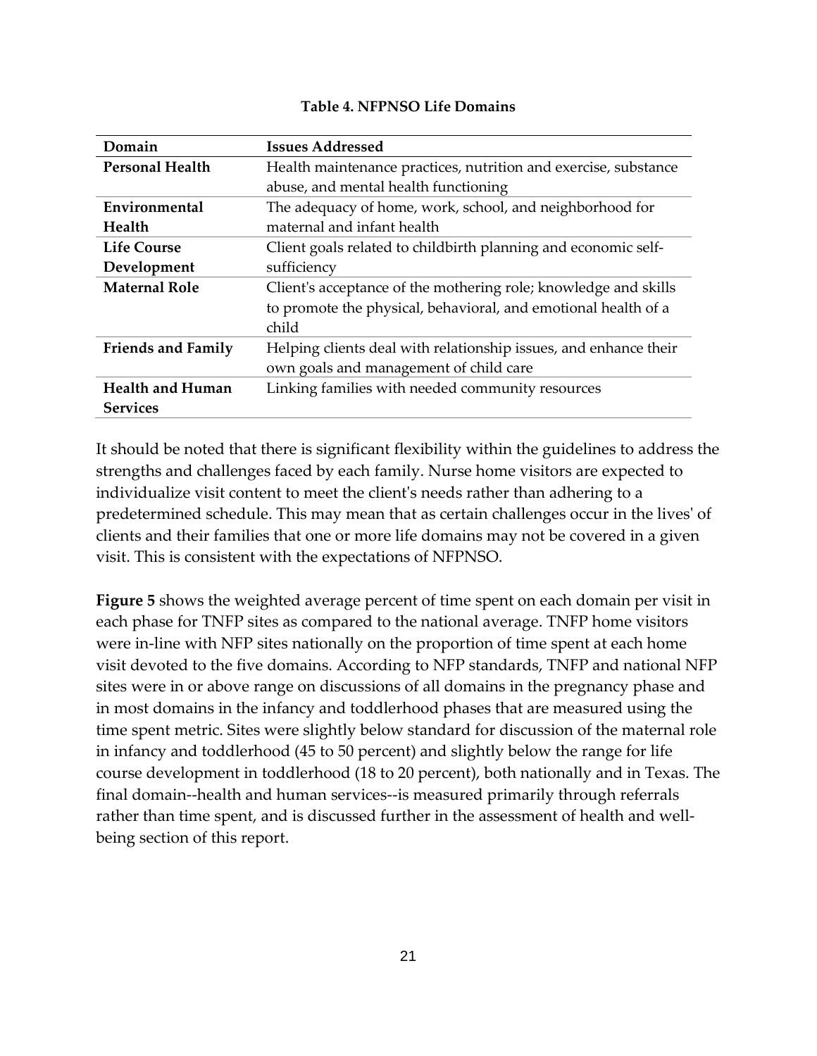**Table 4. NFPNSO Life Domains**

| Domain | Issues Addressed |
| --- | --- |
| **Personal Health** | Health maintenance practices, nutrition and exercise, substance abuse, and mental health functioning |
| **Environmental Health** | The adequacy of home, work, school, and neighborhood for maternal and infant health |
| **Life Course Development** | Client goals related to childbirth planning and economic self-sufficiency |
| **Maternal Role** | Client's acceptance of the mothering role; knowledge and skills to promote the physical, behavioral, and emotional health of a child |
| **Friends and Family** | Helping clients deal with relationship issues, and enhance their own goals and management of child care |
| **Health and Human Services** | Linking families with needed community resources |

It should be noted that there is significant flexibility within the guidelines to address the strengths and challenges faced by each family. Nurse home visitors are expected to individualize visit content to meet the client's needs rather than adhering to a predetermined schedule. This may mean that as certain challenges occur in the lives' of clients and their families that one or more life domains may not be covered in a given visit. This is consistent with the expectations of NFPNSO.

**Figure 5** shows the weighted average percent of time spent on each domain per visit in each phase for TNFP sites as compared to the national average. TNFP home visitors were in-line with NFP sites nationally on the proportion of time spent at each home visit devoted to the five domains. According to NFP standards, TNFP and national NFP sites were in or above range on discussions of all domains in the pregnancy phase and in most domains in the infancy and toddlerhood phases that are measured using the time spent metric. Sites were slightly below standard for discussion of the maternal role in infancy and toddlerhood (45 to 50 percent) and slightly below the range for life course development in toddlerhood (18 to 20 percent), both nationally and in Texas. The final domain--health and human services--is measured primarily through referrals rather than time spent, and is discussed further in the assessment of health and well-being section of this report.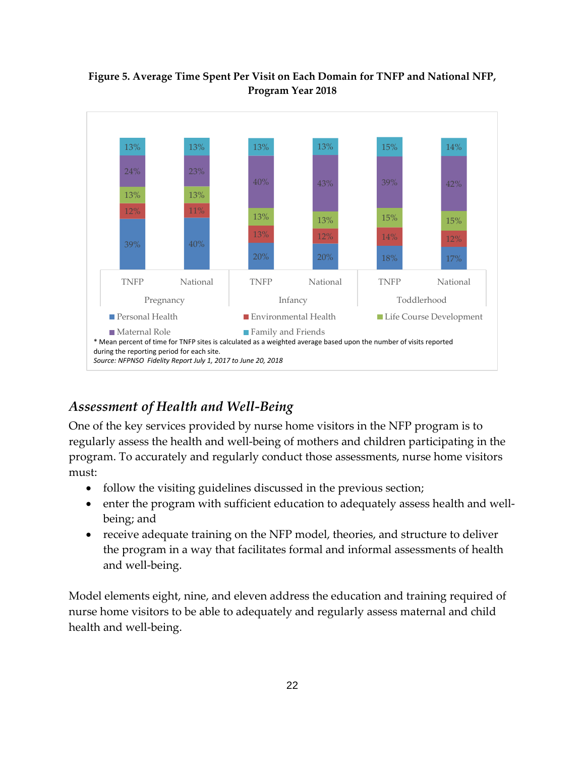**Figure 5. Average Time Spent Per Visit on Each Domain for TNFP and National NFP, Program Year 2018**

| | Pregnancy | | Infancy | | Toddlerhood | |
|---|---|---|---|---|---|---|
| | TNFP | National | TNFP | National | TNFP | National |
| Personal Health | 39% | 40% | 20% | 20% | 18% | 17% |
| Environmental Health | 12% | 11% | 13% | 12% | 14% | 12% |
| Life Course Development | 13% | 13% | 13% | 13% | 15% | 15% |
| Maternal Role | 24% | 23% | 40% | 43% | 39% | 42% |
| Family and Friends | 13% | 13% | 13% | 13% | 15% | 14% |

\* Mean percent of time for TNFP sites is calculated as a weighted average based upon the number of visits reported during the reporting period for each site.

*Source: NFPNSO Fidelity Report July 1, 2017 to June 20, 2018*

## *Assessment of Health and Well-Being*

One of the key services provided by nurse home visitors in the NFP program is to regularly assess the health and well-being of mothers and children participating in the program. To accurately and regularly conduct those assessments, nurse home visitors must:

- follow the visiting guidelines discussed in the previous section;
- enter the program with sufficient education to adequately assess health and well-being; and
- receive adequate training on the NFP model, theories, and structure to deliver the program in a way that facilitates formal and informal assessments of health and well-being.

Model elements eight, nine, and eleven address the education and training required of nurse home visitors to be able to adequately and regularly assess maternal and child health and well-being.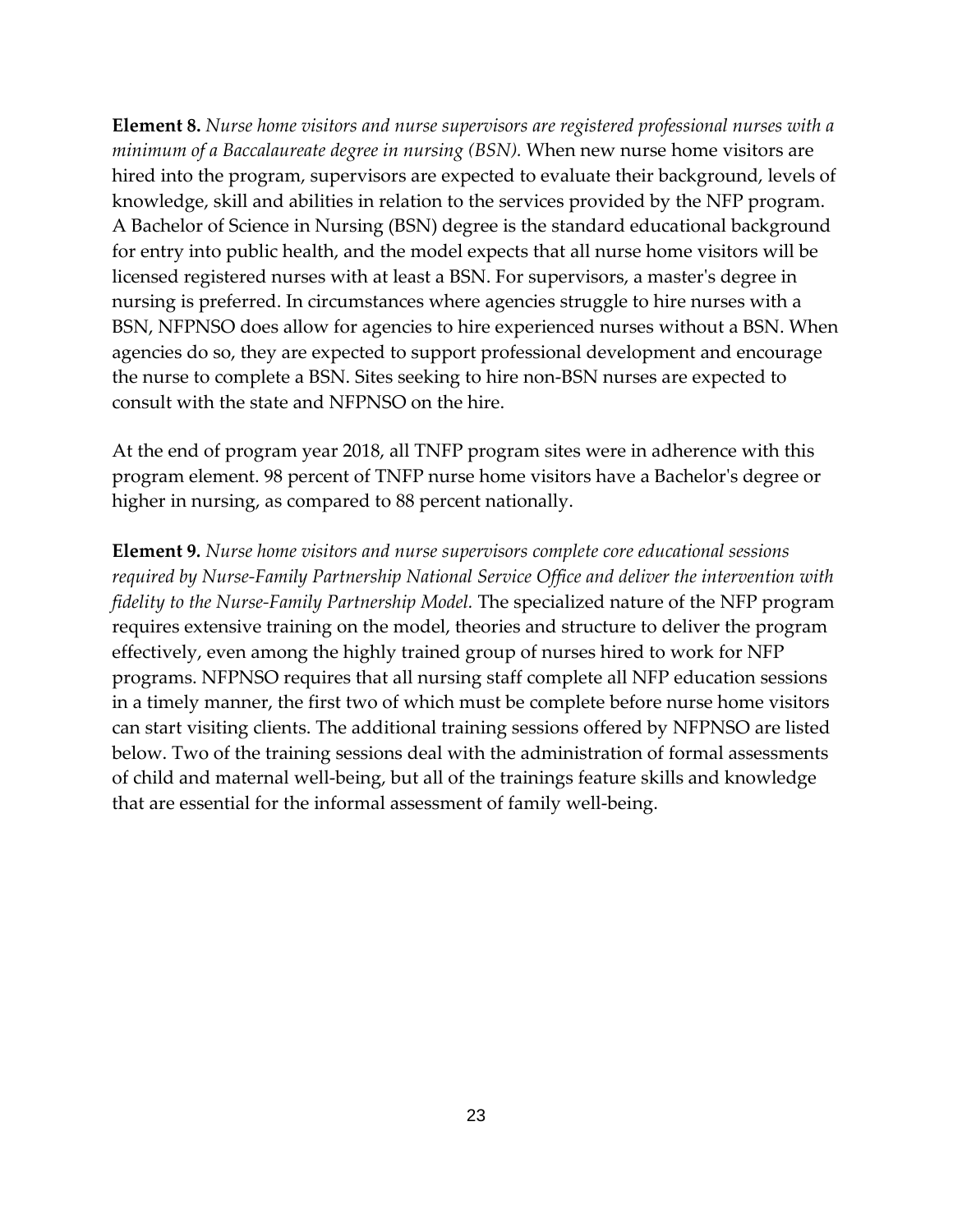**Element 8.** *Nurse home visitors and nurse supervisors are registered professional nurses with a minimum of a Baccalaureate degree in nursing (BSN).* When new nurse home visitors are hired into the program, supervisors are expected to evaluate their background, levels of knowledge, skill and abilities in relation to the services provided by the NFP program. A Bachelor of Science in Nursing (BSN) degree is the standard educational background for entry into public health, and the model expects that all nurse home visitors will be licensed registered nurses with at least a BSN. For supervisors, a master's degree in nursing is preferred. In circumstances where agencies struggle to hire nurses with a BSN, NFPNSO does allow for agencies to hire experienced nurses without a BSN. When agencies do so, they are expected to support professional development and encourage the nurse to complete a BSN. Sites seeking to hire non-BSN nurses are expected to consult with the state and NFPNSO on the hire.

At the end of program year 2018, all TNFP program sites were in adherence with this program element. 98 percent of TNFP nurse home visitors have a Bachelor's degree or higher in nursing, as compared to 88 percent nationally.

**Element 9.** *Nurse home visitors and nurse supervisors complete core educational sessions required by Nurse-Family Partnership National Service Office and deliver the intervention with fidelity to the Nurse-Family Partnership Model.* The specialized nature of the NFP program requires extensive training on the model, theories and structure to deliver the program effectively, even among the highly trained group of nurses hired to work for NFP programs. NFPNSO requires that all nursing staff complete all NFP education sessions in a timely manner, the first two of which must be complete before nurse home visitors can start visiting clients. The additional training sessions offered by NFPNSO are listed below. Two of the training sessions deal with the administration of formal assessments of child and maternal well-being, but all of the trainings feature skills and knowledge that are essential for the informal assessment of family well-being.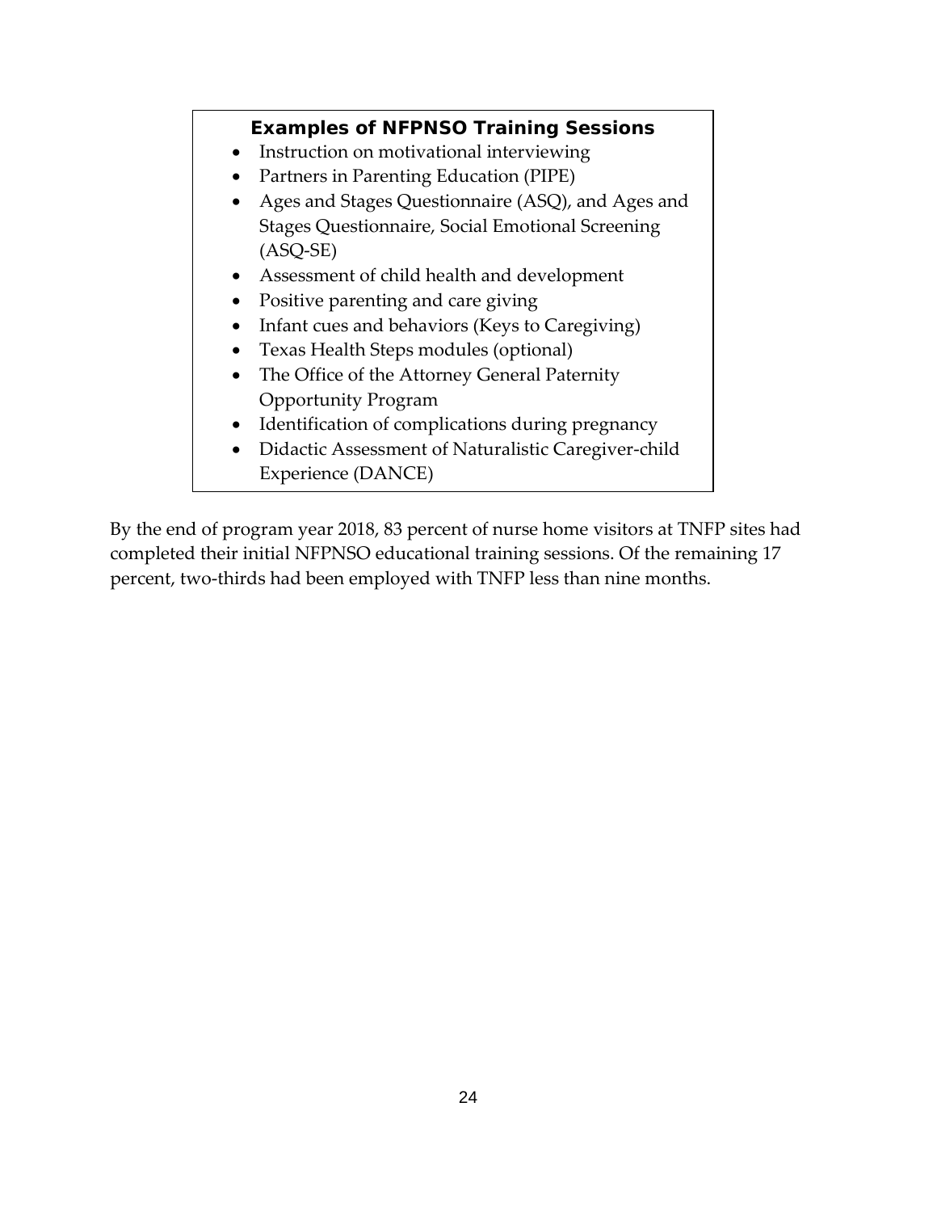**Examples of NFPNSO Training Sessions**

- Instruction on motivational interviewing
- Partners in Parenting Education (PIPE)
- Ages and Stages Questionnaire (ASQ), and Ages and Stages Questionnaire, Social Emotional Screening (ASQ-SE)
- Assessment of child health and development
- Positive parenting and care giving
- Infant cues and behaviors (Keys to Caregiving)
- Texas Health Steps modules (optional)
- The Office of the Attorney General Paternity Opportunity Program
- Identification of complications during pregnancy
- Didactic Assessment of Naturalistic Caregiver-child Experience (DANCE)

By the end of program year 2018, 83 percent of nurse home visitors at TNFP sites had completed their initial NFPNSO educational training sessions. Of the remaining 17 percent, two-thirds had been employed with TNFP less than nine months.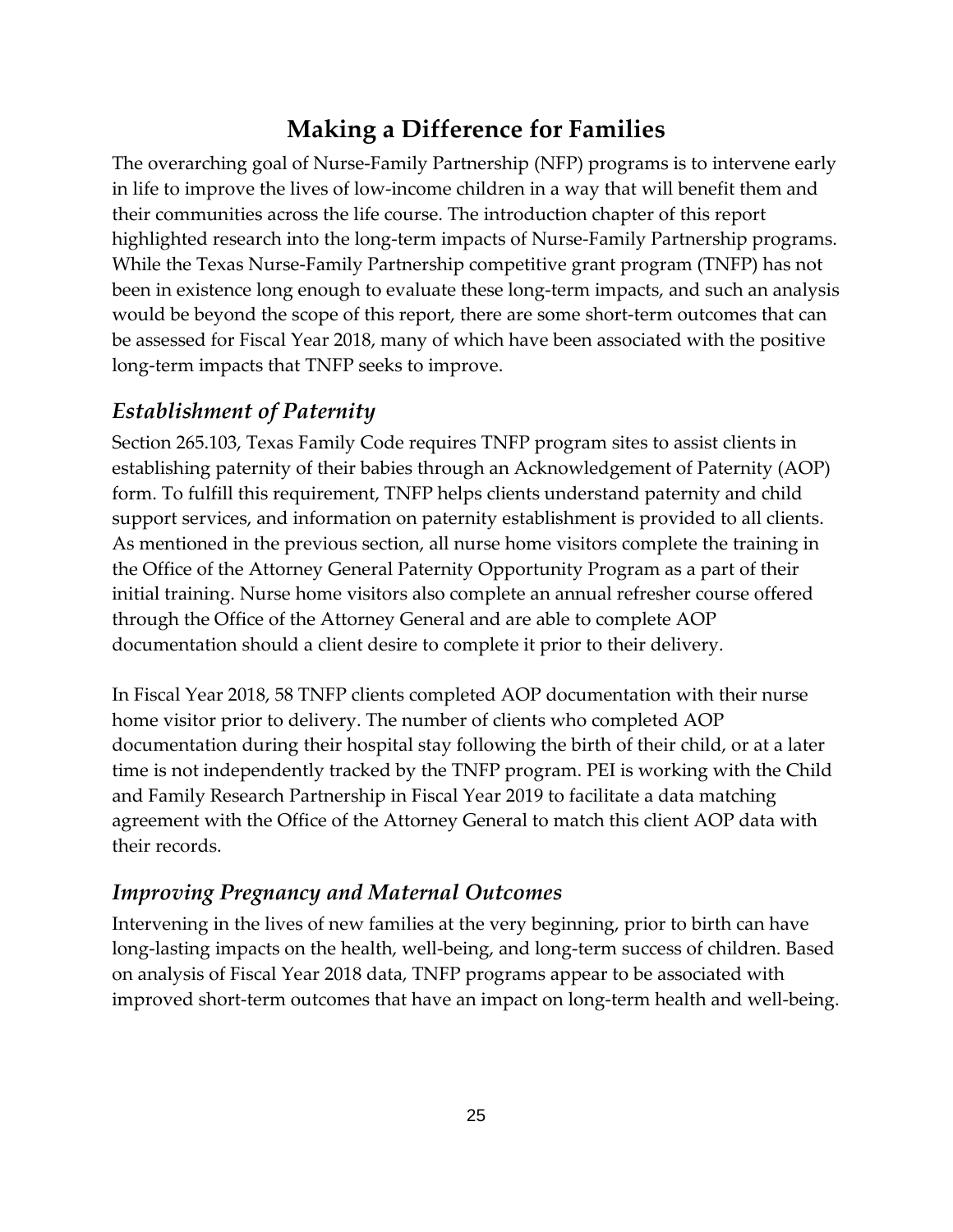# Making a Difference for Families

The overarching goal of Nurse-Family Partnership (NFP) programs is to intervene early in life to improve the lives of low-income children in a way that will benefit them and their communities across the life course. The introduction chapter of this report highlighted research into the long-term impacts of Nurse-Family Partnership programs. While the Texas Nurse-Family Partnership competitive grant program (TNFP) has not been in existence long enough to evaluate these long-term impacts, and such an analysis would be beyond the scope of this report, there are some short-term outcomes that can be assessed for Fiscal Year 2018, many of which have been associated with the positive long-term impacts that TNFP seeks to improve.

## *Establishment of Paternity*

Section 265.103, Texas Family Code requires TNFP program sites to assist clients in establishing paternity of their babies through an Acknowledgement of Paternity (AOP) form. To fulfill this requirement, TNFP helps clients understand paternity and child support services, and information on paternity establishment is provided to all clients. As mentioned in the previous section, all nurse home visitors complete the training in the Office of the Attorney General Paternity Opportunity Program as a part of their initial training. Nurse home visitors also complete an annual refresher course offered through the Office of the Attorney General and are able to complete AOP documentation should a client desire to complete it prior to their delivery.

In Fiscal Year 2018, 58 TNFP clients completed AOP documentation with their nurse home visitor prior to delivery. The number of clients who completed AOP documentation during their hospital stay following the birth of their child, or at a later time is not independently tracked by the TNFP program. PEI is working with the Child and Family Research Partnership in Fiscal Year 2019 to facilitate a data matching agreement with the Office of the Attorney General to match this client AOP data with their records.

## *Improving Pregnancy and Maternal Outcomes*

Intervening in the lives of new families at the very beginning, prior to birth can have long-lasting impacts on the health, well-being, and long-term success of children. Based on analysis of Fiscal Year 2018 data, TNFP programs appear to be associated with improved short-term outcomes that have an impact on long-term health and well-being.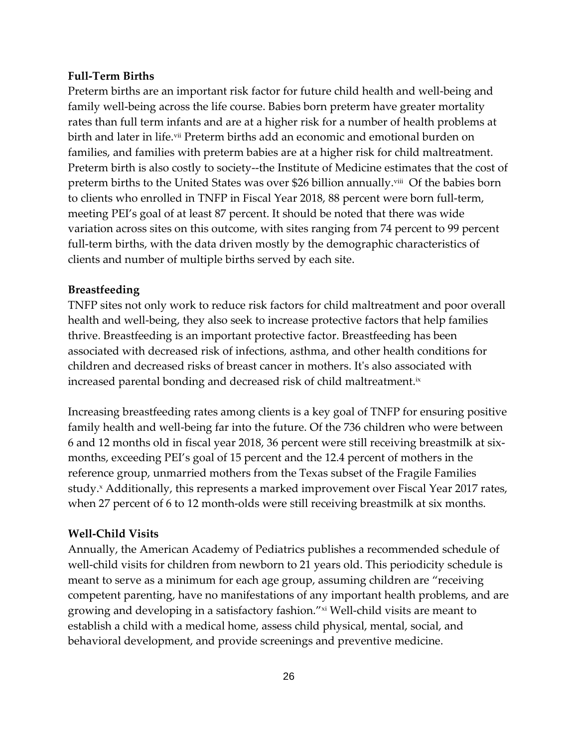**Full-Term Births**

Preterm births are an important risk factor for future child health and well-being and family well-being across the life course. Babies born preterm have greater mortality rates than full term infants and are at a higher risk for a number of health problems at birth and later in life.[vii] Preterm births add an economic and emotional burden on families, and families with preterm babies are at a higher risk for child maltreatment. Preterm birth is also costly to society--the Institute of Medicine estimates that the cost of preterm births to the United States was over $26 billion annually.[viii] Of the babies born to clients who enrolled in TNFP in Fiscal Year 2018, 88 percent were born full-term, meeting PEI's goal of at least 87 percent. It should be noted that there was wide variation across sites on this outcome, with sites ranging from 74 percent to 99 percent full-term births, with the data driven mostly by the demographic characteristics of clients and number of multiple births served by each site.

**Breastfeeding**

TNFP sites not only work to reduce risk factors for child maltreatment and poor overall health and well-being, they also seek to increase protective factors that help families thrive. Breastfeeding is an important protective factor. Breastfeeding has been associated with decreased risk of infections, asthma, and other health conditions for children and decreased risks of breast cancer in mothers. It's also associated with increased parental bonding and decreased risk of child maltreatment.[ix]

Increasing breastfeeding rates among clients is a key goal of TNFP for ensuring positive family health and well-being far into the future. Of the 736 children who were between 6 and 12 months old in fiscal year 2018, 36 percent were still receiving breastmilk at six-months, exceeding PEI's goal of 15 percent and the 12.4 percent of mothers in the reference group, unmarried mothers from the Texas subset of the Fragile Families study.[x] Additionally, this represents a marked improvement over Fiscal Year 2017 rates, when 27 percent of 6 to 12 month-olds were still receiving breastmilk at six months.

**Well-Child Visits**

Annually, the American Academy of Pediatrics publishes a recommended schedule of well-child visits for children from newborn to 21 years old. This periodicity schedule is meant to serve as a minimum for each age group, assuming children are "receiving competent parenting, have no manifestations of any important health problems, and are growing and developing in a satisfactory fashion."[xi] Well-child visits are meant to establish a child with a medical home, assess child physical, mental, social, and behavioral development, and provide screenings and preventive medicine.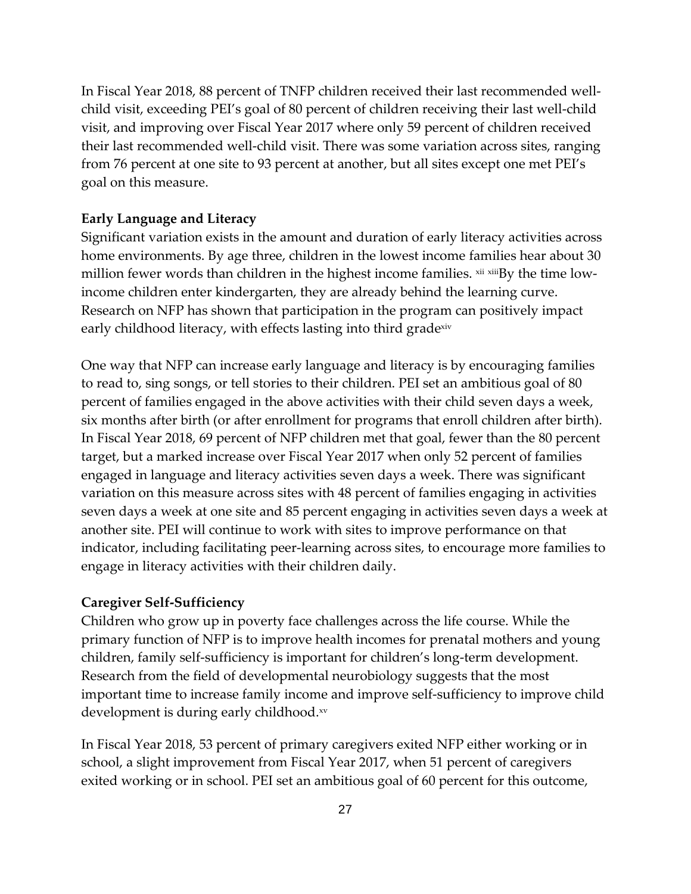In Fiscal Year 2018, 88 percent of TNFP children received their last recommended well-child visit, exceeding PEI's goal of 80 percent of children receiving their last well-child visit, and improving over Fiscal Year 2017 where only 59 percent of children received their last recommended well-child visit. There was some variation across sites, ranging from 76 percent at one site to 93 percent at another, but all sites except one met PEI's goal on this measure.

**Early Language and Literacy**

Significant variation exists in the amount and duration of early literacy activities across home environments. By age three, children in the lowest income families hear about 30 million fewer words than children in the highest income families. [xii] [xiii]By the time low-income children enter kindergarten, they are already behind the learning curve. Research on NFP has shown that participation in the program can positively impact early childhood literacy, with effects lasting into third grade[xiv]

One way that NFP can increase early language and literacy is by encouraging families to read to, sing songs, or tell stories to their children. PEI set an ambitious goal of 80 percent of families engaged in the above activities with their child seven days a week, six months after birth (or after enrollment for programs that enroll children after birth). In Fiscal Year 2018, 69 percent of NFP children met that goal, fewer than the 80 percent target, but a marked increase over Fiscal Year 2017 when only 52 percent of families engaged in language and literacy activities seven days a week. There was significant variation on this measure across sites with 48 percent of families engaging in activities seven days a week at one site and 85 percent engaging in activities seven days a week at another site. PEI will continue to work with sites to improve performance on that indicator, including facilitating peer-learning across sites, to encourage more families to engage in literacy activities with their children daily.

**Caregiver Self-Sufficiency**

Children who grow up in poverty face challenges across the life course. While the primary function of NFP is to improve health incomes for prenatal mothers and young children, family self-sufficiency is important for children's long-term development. Research from the field of developmental neurobiology suggests that the most important time to increase family income and improve self-sufficiency to improve child development is during early childhood.[xv]

In Fiscal Year 2018, 53 percent of primary caregivers exited NFP either working or in school, a slight improvement from Fiscal Year 2017, when 51 percent of caregivers exited working or in school. PEI set an ambitious goal of 60 percent for this outcome,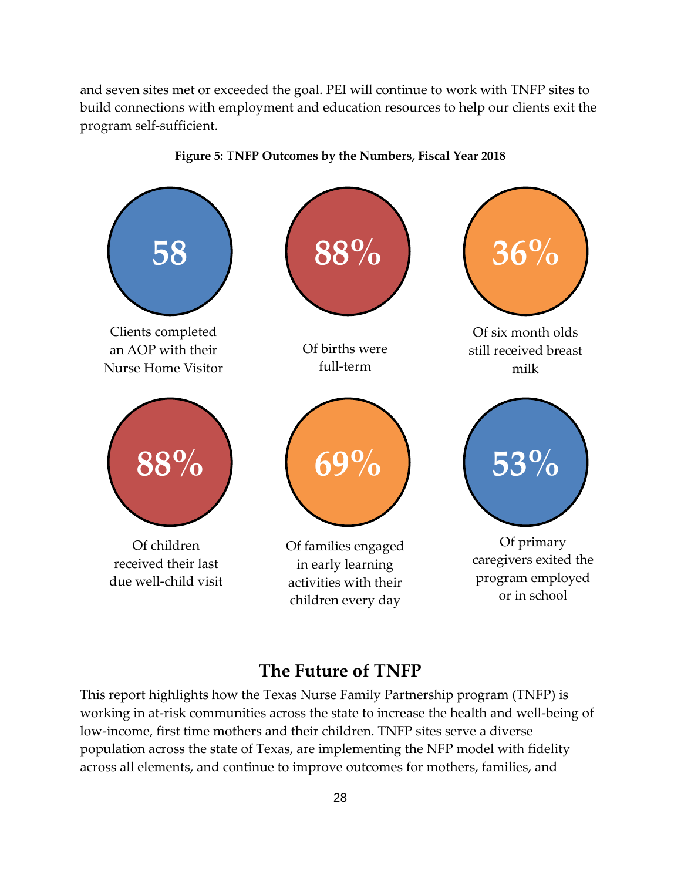and seven sites met or exceeded the goal. PEI will continue to work with TNFP sites to build connections with employment and education resources to help our clients exit the program self-sufficient.

**Figure 5: TNFP Outcomes by the Numbers, Fiscal Year 2018**

**58**

Clients completed an AOP with their Nurse Home Visitor

**88%**

Of births were full-term

**36%**

Of six month olds still received breast milk

**88%**

Of children received their last due well-child visit

**69%**

Of families engaged in early learning activities with their children every day

**53%**

Of primary caregivers exited the program employed or in school

## The Future of TNFP

This report highlights how the Texas Nurse Family Partnership program (TNFP) is working in at-risk communities across the state to increase the health and well-being of low-income, first time mothers and their children. TNFP sites serve a diverse population across the state of Texas, are implementing the NFP model with fidelity across all elements, and continue to improve outcomes for mothers, families, and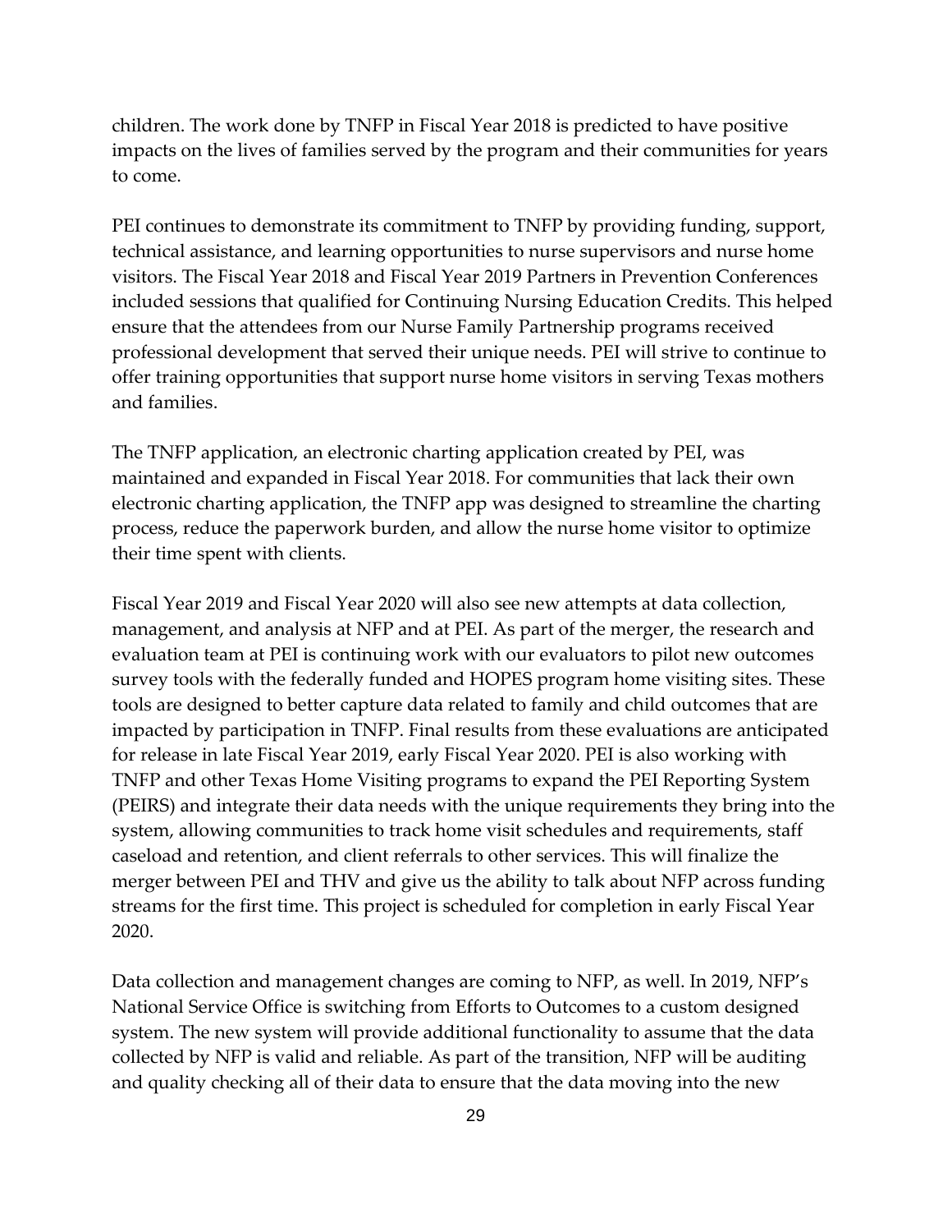children. The work done by TNFP in Fiscal Year 2018 is predicted to have positive impacts on the lives of families served by the program and their communities for years to come.

PEI continues to demonstrate its commitment to TNFP by providing funding, support, technical assistance, and learning opportunities to nurse supervisors and nurse home visitors. The Fiscal Year 2018 and Fiscal Year 2019 Partners in Prevention Conferences included sessions that qualified for Continuing Nursing Education Credits. This helped ensure that the attendees from our Nurse Family Partnership programs received professional development that served their unique needs. PEI will strive to continue to offer training opportunities that support nurse home visitors in serving Texas mothers and families.

The TNFP application, an electronic charting application created by PEI, was maintained and expanded in Fiscal Year 2018. For communities that lack their own electronic charting application, the TNFP app was designed to streamline the charting process, reduce the paperwork burden, and allow the nurse home visitor to optimize their time spent with clients.

Fiscal Year 2019 and Fiscal Year 2020 will also see new attempts at data collection, management, and analysis at NFP and at PEI. As part of the merger, the research and evaluation team at PEI is continuing work with our evaluators to pilot new outcomes survey tools with the federally funded and HOPES program home visiting sites. These tools are designed to better capture data related to family and child outcomes that are impacted by participation in TNFP. Final results from these evaluations are anticipated for release in late Fiscal Year 2019, early Fiscal Year 2020. PEI is also working with TNFP and other Texas Home Visiting programs to expand the PEI Reporting System (PEIRS) and integrate their data needs with the unique requirements they bring into the system, allowing communities to track home visit schedules and requirements, staff caseload and retention, and client referrals to other services. This will finalize the merger between PEI and THV and give us the ability to talk about NFP across funding streams for the first time. This project is scheduled for completion in early Fiscal Year 2020.

Data collection and management changes are coming to NFP, as well. In 2019, NFP's National Service Office is switching from Efforts to Outcomes to a custom designed system. The new system will provide additional functionality to assume that the data collected by NFP is valid and reliable. As part of the transition, NFP will be auditing and quality checking all of their data to ensure that the data moving into the new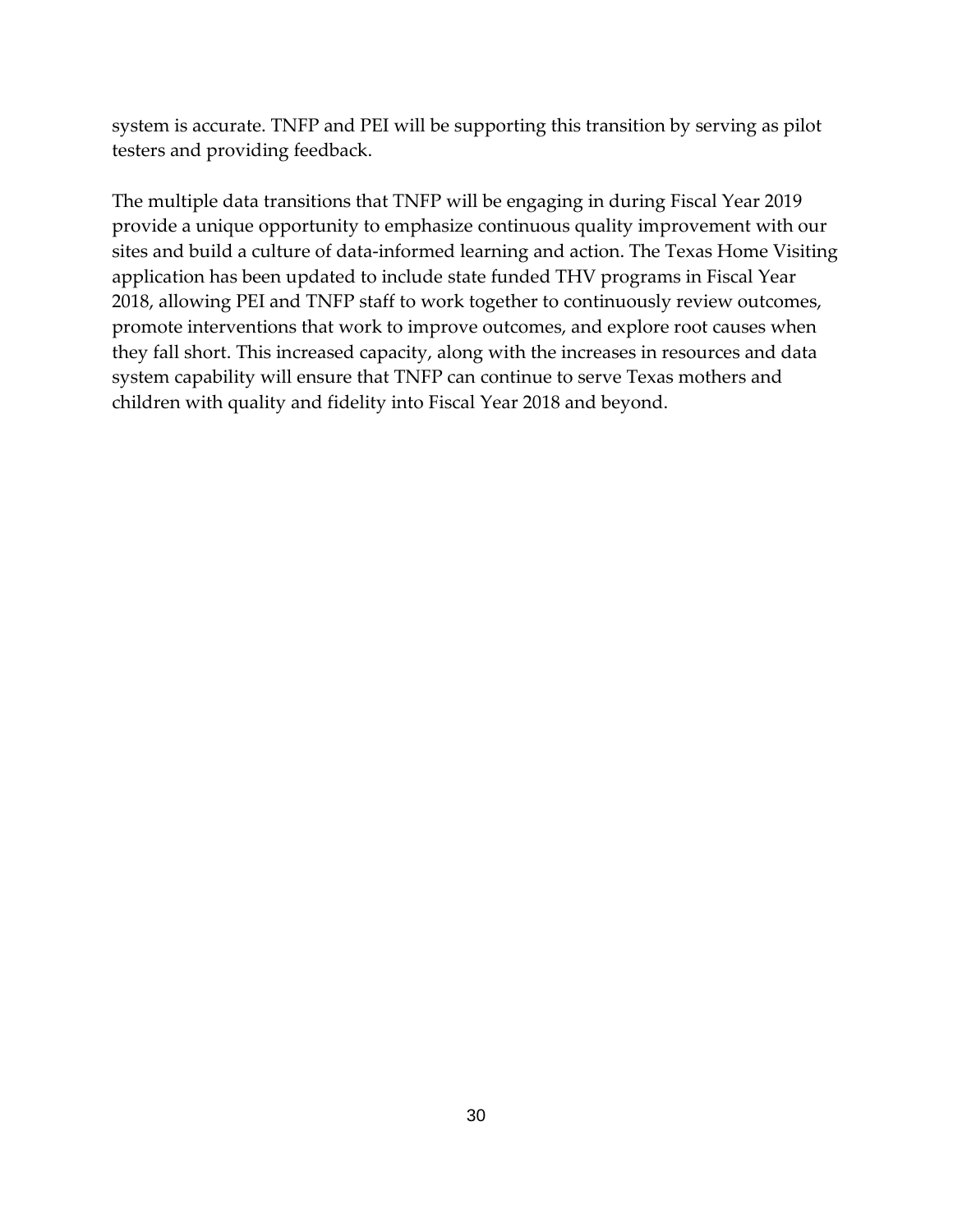system is accurate. TNFP and PEI will be supporting this transition by serving as pilot testers and providing feedback.

The multiple data transitions that TNFP will be engaging in during Fiscal Year 2019 provide a unique opportunity to emphasize continuous quality improvement with our sites and build a culture of data-informed learning and action. The Texas Home Visiting application has been updated to include state funded THV programs in Fiscal Year 2018, allowing PEI and TNFP staff to work together to continuously review outcomes, promote interventions that work to improve outcomes, and explore root causes when they fall short. This increased capacity, along with the increases in resources and data system capability will ensure that TNFP can continue to serve Texas mothers and children with quality and fidelity into Fiscal Year 2018 and beyond.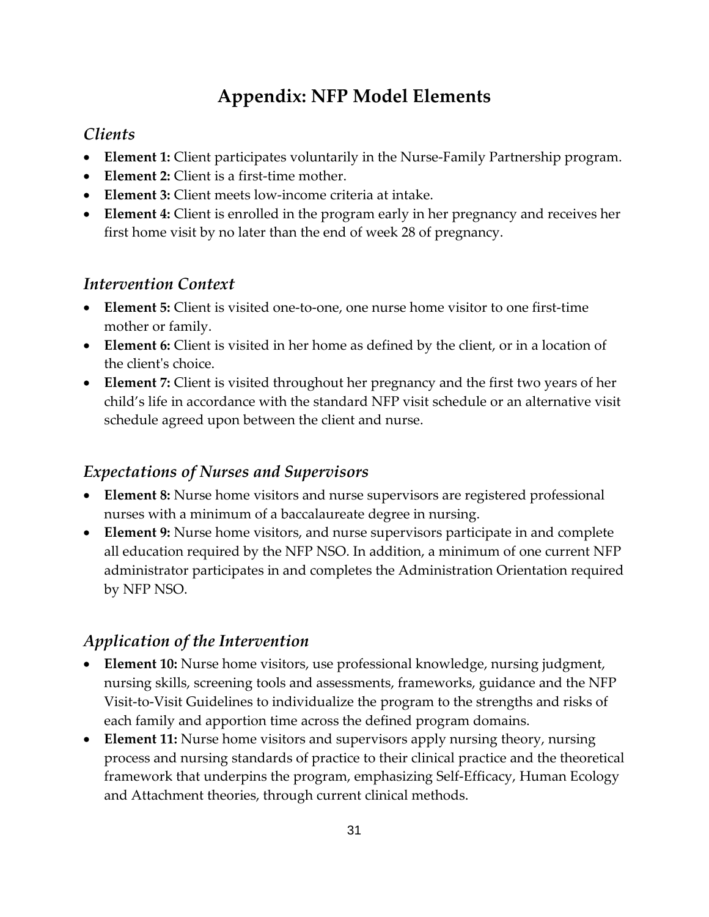# Appendix: NFP Model Elements

## *Clients*

- **Element 1:** Client participates voluntarily in the Nurse-Family Partnership program.
- **Element 2:** Client is a first-time mother.
- **Element 3:** Client meets low-income criteria at intake.
- **Element 4:** Client is enrolled in the program early in her pregnancy and receives her first home visit by no later than the end of week 28 of pregnancy.

## *Intervention Context*

- **Element 5:** Client is visited one-to-one, one nurse home visitor to one first-time mother or family.
- **Element 6:** Client is visited in her home as defined by the client, or in a location of the client's choice.
- **Element 7:** Client is visited throughout her pregnancy and the first two years of her child's life in accordance with the standard NFP visit schedule or an alternative visit schedule agreed upon between the client and nurse.

## *Expectations of Nurses and Supervisors*

- **Element 8:** Nurse home visitors and nurse supervisors are registered professional nurses with a minimum of a baccalaureate degree in nursing.
- **Element 9:** Nurse home visitors, and nurse supervisors participate in and complete all education required by the NFP NSO. In addition, a minimum of one current NFP administrator participates in and completes the Administration Orientation required by NFP NSO.

## *Application of the Intervention*

- **Element 10:** Nurse home visitors, use professional knowledge, nursing judgment, nursing skills, screening tools and assessments, frameworks, guidance and the NFP Visit-to-Visit Guidelines to individualize the program to the strengths and risks of each family and apportion time across the defined program domains.
- **Element 11:** Nurse home visitors and supervisors apply nursing theory, nursing process and nursing standards of practice to their clinical practice and the theoretical framework that underpins the program, emphasizing Self-Efficacy, Human Ecology and Attachment theories, through current clinical methods.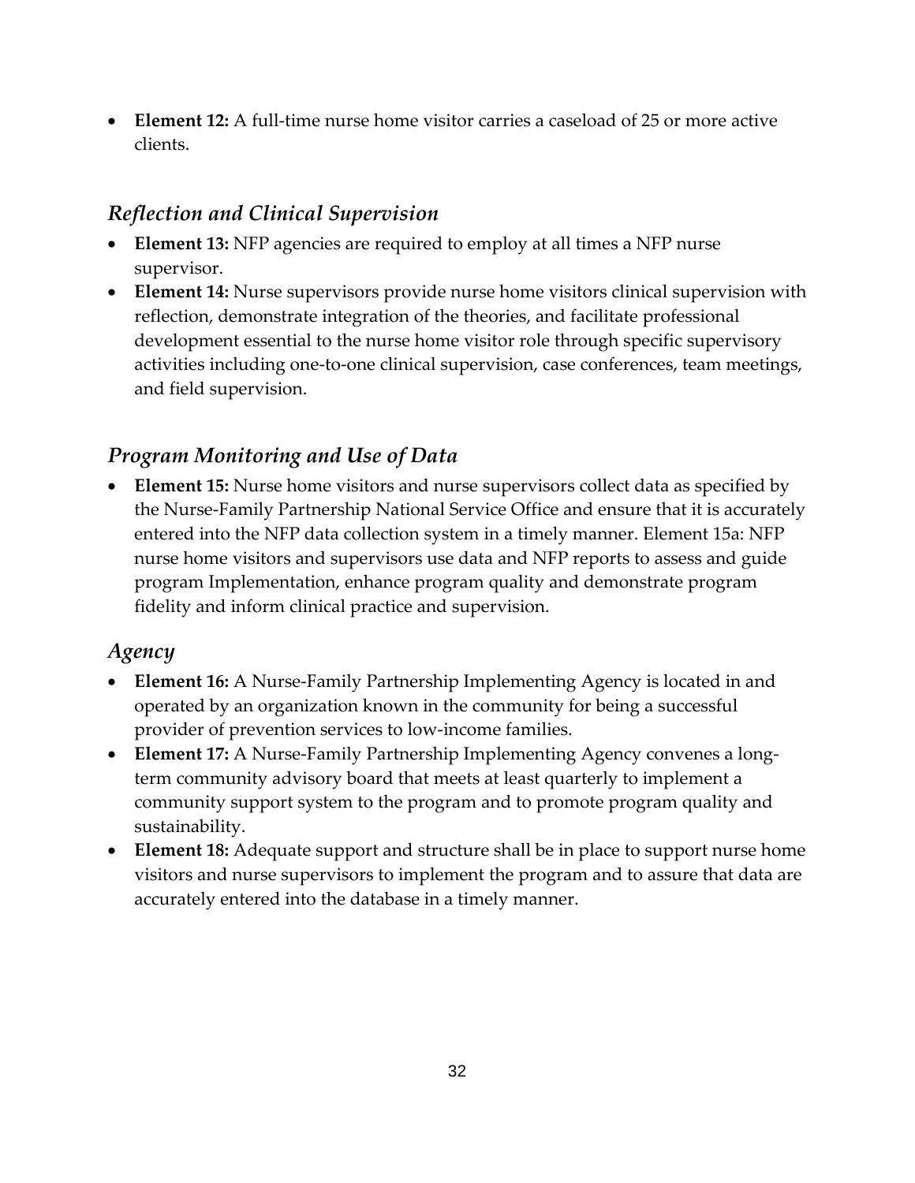- **Element 12:** A full-time nurse home visitor carries a caseload of 25 or more active clients.

## *Reflection and Clinical Supervision*

- **Element 13:** NFP agencies are required to employ at all times a NFP nurse supervisor.
- **Element 14:** Nurse supervisors provide nurse home visitors clinical supervision with reflection, demonstrate integration of the theories, and facilitate professional development essential to the nurse home visitor role through specific supervisory activities including one-to-one clinical supervision, case conferences, team meetings, and field supervision.

## *Program Monitoring and Use of Data*

- **Element 15:** Nurse home visitors and nurse supervisors collect data as specified by the Nurse-Family Partnership National Service Office and ensure that it is accurately entered into the NFP data collection system in a timely manner. Element 15a: NFP nurse home visitors and supervisors use data and NFP reports to assess and guide program Implementation, enhance program quality and demonstrate program fidelity and inform clinical practice and supervision.

## *Agency*

- **Element 16:** A Nurse-Family Partnership Implementing Agency is located in and operated by an organization known in the community for being a successful provider of prevention services to low-income families.
- **Element 17:** A Nurse-Family Partnership Implementing Agency convenes a long-term community advisory board that meets at least quarterly to implement a community support system to the program and to promote program quality and sustainability.
- **Element 18:** Adequate support and structure shall be in place to support nurse home visitors and nurse supervisors to implement the program and to assure that data are accurately entered into the database in a timely manner.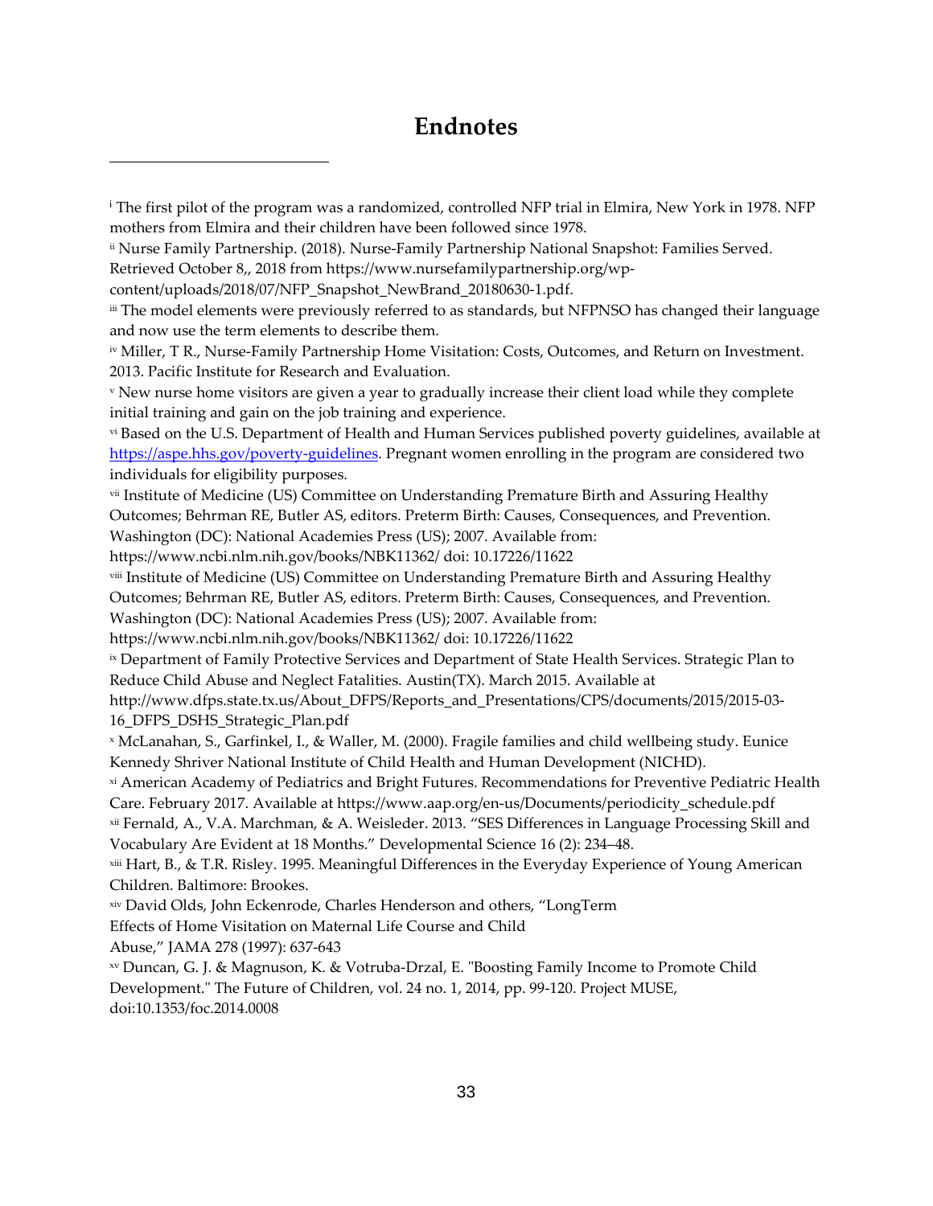# Endnotes

[i] The first pilot of the program was a randomized, controlled NFP trial in Elmira, New York in 1978. NFP mothers from Elmira and their children have been followed since 1978.

[ii] Nurse Family Partnership. (2018). Nurse-Family Partnership National Snapshot: Families Served. Retrieved October 8,, 2018 from https://www.nursefamilypartnership.org/wp-content/uploads/2018/07/NFP_Snapshot_NewBrand_20180630-1.pdf.

[iii] The model elements were previously referred to as standards, but NFPNSO has changed their language and now use the term elements to describe them.

[iv] Miller, T R., Nurse-Family Partnership Home Visitation: Costs, Outcomes, and Return on Investment. 2013. Pacific Institute for Research and Evaluation.

[v] New nurse home visitors are given a year to gradually increase their client load while they complete initial training and gain on the job training and experience.

[vi] Based on the U.S. Department of Health and Human Services published poverty guidelines, available at https://aspe.hhs.gov/poverty-guidelines. Pregnant women enrolling in the program are considered two individuals for eligibility purposes.

[vii] Institute of Medicine (US) Committee on Understanding Premature Birth and Assuring Healthy Outcomes; Behrman RE, Butler AS, editors. Preterm Birth: Causes, Consequences, and Prevention. Washington (DC): National Academies Press (US); 2007. Available from: https://www.ncbi.nlm.nih.gov/books/NBK11362/ doi: 10.17226/11622

[viii] Institute of Medicine (US) Committee on Understanding Premature Birth and Assuring Healthy Outcomes; Behrman RE, Butler AS, editors. Preterm Birth: Causes, Consequences, and Prevention. Washington (DC): National Academies Press (US); 2007. Available from: https://www.ncbi.nlm.nih.gov/books/NBK11362/ doi: 10.17226/11622

[ix] Department of Family Protective Services and Department of State Health Services. Strategic Plan to Reduce Child Abuse and Neglect Fatalities. Austin(TX). March 2015. Available at http://www.dfps.state.tx.us/About_DFPS/Reports_and_Presentations/CPS/documents/2015/2015-03-16_DFPS_DSHS_Strategic_Plan.pdf

[x] McLanahan, S., Garfinkel, I., & Waller, M. (2000). Fragile families and child wellbeing study. Eunice Kennedy Shriver National Institute of Child Health and Human Development (NICHD).

[xi] American Academy of Pediatrics and Bright Futures. Recommendations for Preventive Pediatric Health Care. February 2017. Available at https://www.aap.org/en-us/Documents/periodicity_schedule.pdf

[xii] Fernald, A., V.A. Marchman, & A. Weisleder. 2013. "SES Differences in Language Processing Skill and Vocabulary Are Evident at 18 Months." Developmental Science 16 (2): 234–48.

[xiii] Hart, B., & T.R. Risley. 1995. Meaningful Differences in the Everyday Experience of Young American Children. Baltimore: Brookes.

[xiv] David Olds, John Eckenrode, Charles Henderson and others, "LongTerm Effects of Home Visitation on Maternal Life Course and Child Abuse," JAMA 278 (1997): 637-643

[xv] Duncan, G. J. & Magnuson, K. & Votruba-Drzal, E. "Boosting Family Income to Promote Child Development." The Future of Children, vol. 24 no. 1, 2014, pp. 99-120. Project MUSE, doi:10.1353/foc.2014.0008